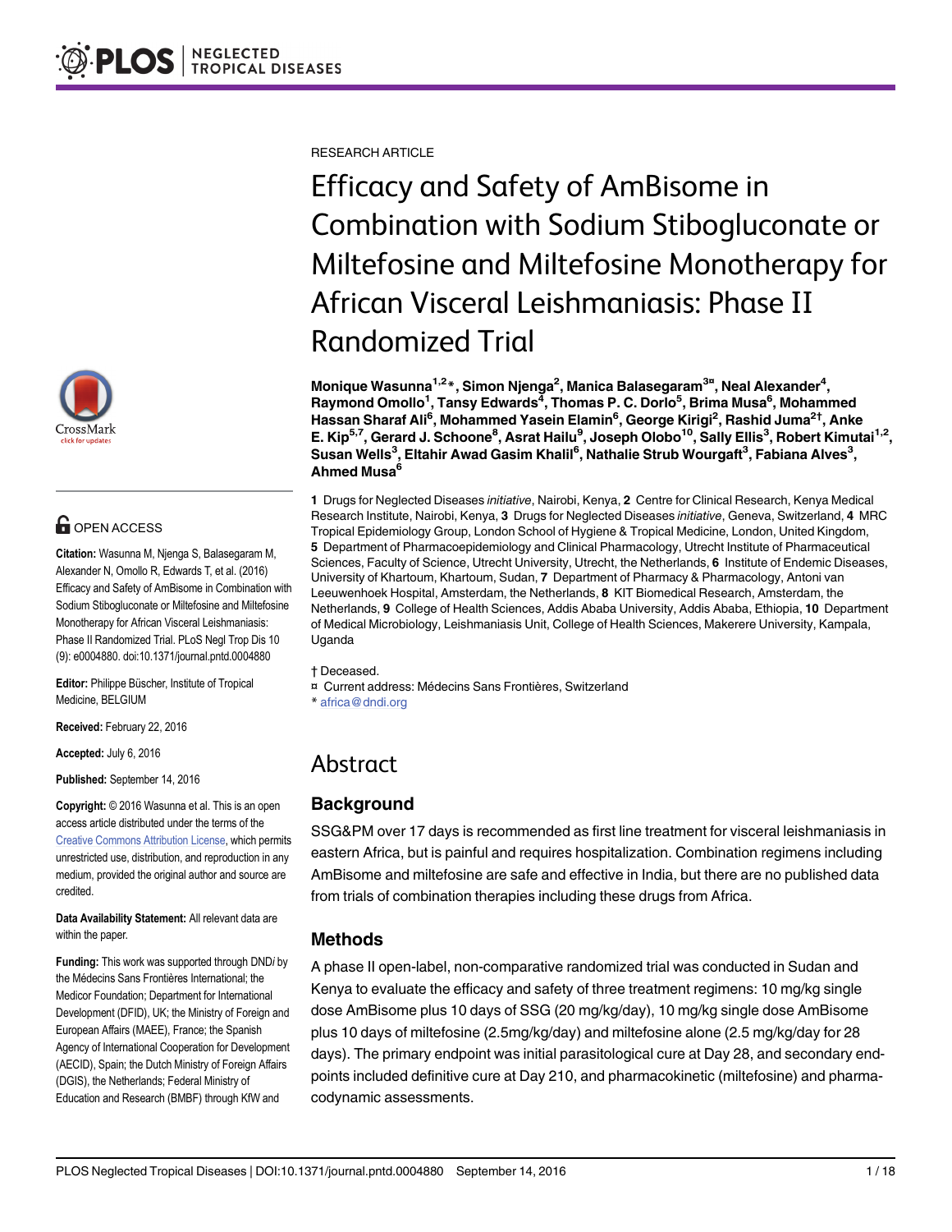RESEARCH ARTICLE

# Efficacy and Safety of AmBisome in Combination with Sodium Stibogluconate or Miltefosine and Miltefosine Monotherapy for African Visceral Leishmaniasis: Phase II Randomized Trial

**Monique Wasunna[1,2]*, Simon Njenga[2], Manica Balasegaram[3¤], Neal Alexander[4], Raymond Omollo[1], Tansy Edwards[4], Thomas P. C. Dorlo[5], Brima Musa[6], Mohammed Hassan Sharaf Ali[6], Mohammed Yasein Elamin[6], George Kirigi[2], Rashid Juma[2†], Anke E. Kip[5,7], Gerard J. Schoone[8], Asrat Hailu[9], Joseph Olobo[10], Sally Ellis[3], Robert Kimutai[1,2], Susan Wells[3], Eltahir Awad Gasim Khalil[6], Nathalie Strub Wourgaft[3], Fabiana Alves[3], Ahmed Musa[6]**

**1** Drugs for Neglected Diseases *initiative*, Nairobi, Kenya, **2** Centre for Clinical Research, Kenya Medical Research Institute, Nairobi, Kenya, **3** Drugs for Neglected Diseases *initiative*, Geneva, Switzerland, **4** MRC Tropical Epidemiology Group, London School of Hygiene & Tropical Medicine, London, United Kingdom, **5** Department of Pharmacoepidemiology and Clinical Pharmacology, Utrecht Institute of Pharmaceutical Sciences, Faculty of Science, Utrecht University, Utrecht, the Netherlands, **6** Institute of Endemic Diseases, University of Khartoum, Khartoum, Sudan, **7** Department of Pharmacy & Pharmacology, Antoni van Leeuwenhoek Hospital, Amsterdam, the Netherlands, **8** KIT Biomedical Research, Amsterdam, the Netherlands, **9** College of Health Sciences, Addis Ababa University, Addis Ababa, Ethiopia, **10** Department of Medical Microbiology, Leishmaniasis Unit, College of Health Sciences, Makerere University, Kampala, Uganda

† Deceased.
¤ Current address: Médecins Sans Frontières, Switzerland
* africa@dndi.org

OPEN ACCESS

**Citation:** Wasunna M, Njenga S, Balasegaram M, Alexander N, Omollo R, Edwards T, et al. (2016) Efficacy and Safety of AmBisome in Combination with Sodium Stibogluconate or Miltefosine and Miltefosine Monotherapy for African Visceral Leishmaniasis: Phase II Randomized Trial. PLoS Negl Trop Dis 10 (9): e0004880. doi:10.1371/journal.pntd.0004880

**Editor:** Philippe Büscher, Institute of Tropical Medicine, BELGIUM

**Received:** February 22, 2016

**Accepted:** July 6, 2016

**Published:** September 14, 2016

**Copyright:** © 2016 Wasunna et al. This is an open access article distributed under the terms of the Creative Commons Attribution License, which permits unrestricted use, distribution, and reproduction in any medium, provided the original author and source are credited.

**Data Availability Statement:** All relevant data are within the paper.

**Funding:** This work was supported through DND*i* by the Médecins Sans Frontières International; the Medicor Foundation; Department for International Development (DFID), UK; the Ministry of Foreign and European Affairs (MAEE), France; the Spanish Agency of International Cooperation for Development (AECID), Spain; the Dutch Ministry of Foreign Affairs (DGIS), the Netherlands; Federal Ministry of Education and Research (BMBF) through KfW and

## Abstract

### Background

SSG&PM over 17 days is recommended as first line treatment for visceral leishmaniasis in eastern Africa, but is painful and requires hospitalization. Combination regimens including AmBisome and miltefosine are safe and effective in India, but there are no published data from trials of combination therapies including these drugs from Africa.

### Methods

A phase II open-label, non-comparative randomized trial was conducted in Sudan and Kenya to evaluate the efficacy and safety of three treatment regimens: 10 mg/kg single dose AmBisome plus 10 days of SSG (20 mg/kg/day), 10 mg/kg single dose AmBisome plus 10 days of miltefosine (2.5mg/kg/day) and miltefosine alone (2.5 mg/kg/day for 28 days). The primary endpoint was initial parasitological cure at Day 28, and secondary endpoints included definitive cure at Day 210, and pharmacokinetic (miltefosine) and pharmacodynamic assessments.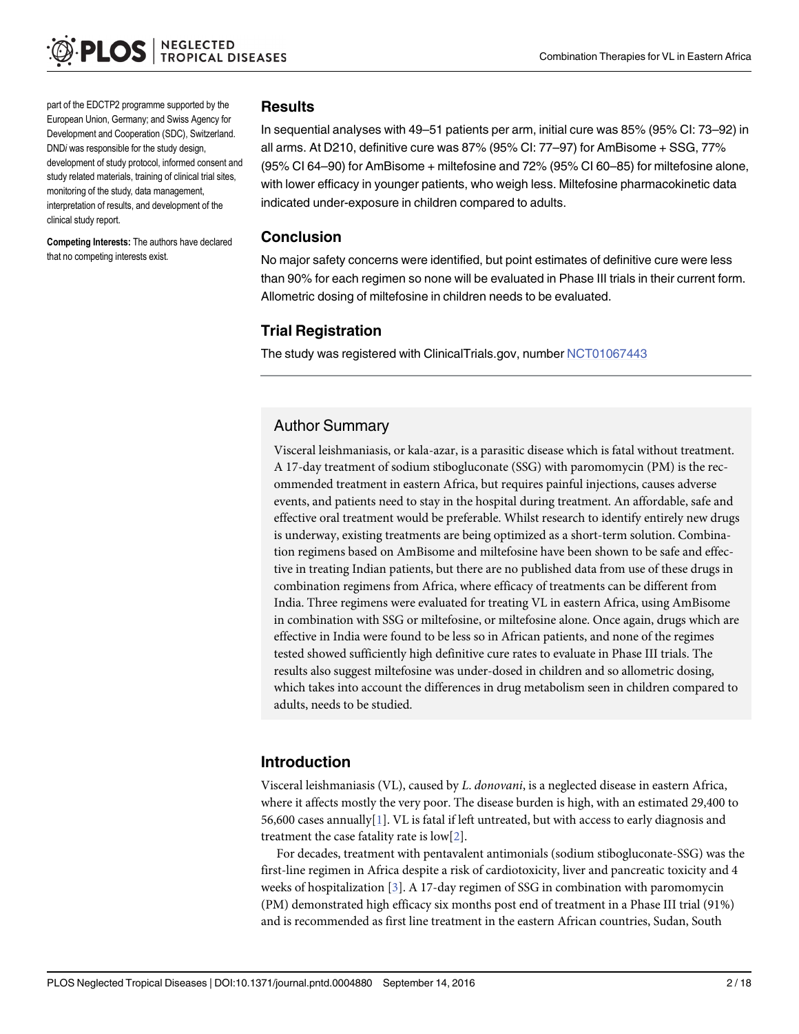part of the EDCTP2 programme supported by the European Union, Germany; and Swiss Agency for Development and Cooperation (SDC), Switzerland. DND*i* was responsible for the study design, development of study protocol, informed consent and study related materials, training of clinical trial sites, monitoring of the study, data management, interpretation of results, and development of the clinical study report.

**Competing Interests:** The authors have declared that no competing interests exist.

## Results

In sequential analyses with 49–51 patients per arm, initial cure was 85% (95% CI: 73–92) in all arms. At D210, definitive cure was 87% (95% CI: 77–97) for AmBisome + SSG, 77% (95% CI 64–90) for AmBisome + miltefosine and 72% (95% CI 60–85) for miltefosine alone, with lower efficacy in younger patients, who weigh less. Miltefosine pharmacokinetic data indicated under-exposure in children compared to adults.

## Conclusion

No major safety concerns were identified, but point estimates of definitive cure were less than 90% for each regimen so none will be evaluated in Phase III trials in their current form. Allometric dosing of miltefosine in children needs to be evaluated.

## Trial Registration

The study was registered with ClinicalTrials.gov, number NCT01067443

## Author Summary

Visceral leishmaniasis, or kala-azar, is a parasitic disease which is fatal without treatment. A 17-day treatment of sodium stibogluconate (SSG) with paromomycin (PM) is the recommended treatment in eastern Africa, but requires painful injections, causes adverse events, and patients need to stay in the hospital during treatment. An affordable, safe and effective oral treatment would be preferable. Whilst research to identify entirely new drugs is underway, existing treatments are being optimized as a short-term solution. Combination regimens based on AmBisome and miltefosine have been shown to be safe and effective in treating Indian patients, but there are no published data from use of these drugs in combination regimens from Africa, where efficacy of treatments can be different from India. Three regimens were evaluated for treating VL in eastern Africa, using AmBisome in combination with SSG or miltefosine, or miltefosine alone. Once again, drugs which are effective in India were found to be less so in African patients, and none of the regimes tested showed sufficiently high definitive cure rates to evaluate in Phase III trials. The results also suggest miltefosine was under-dosed in children and so allometric dosing, which takes into account the differences in drug metabolism seen in children compared to adults, needs to be studied.

## Introduction

Visceral leishmaniasis (VL), caused by *L. donovani*, is a neglected disease in eastern Africa, where it affects mostly the very poor. The disease burden is high, with an estimated 29,400 to 56,600 cases annually[1]. VL is fatal if left untreated, but with access to early diagnosis and treatment the case fatality rate is low[2].

For decades, treatment with pentavalent antimonials (sodium stibogluconate-SSG) was the first-line regimen in Africa despite a risk of cardiotoxicity, liver and pancreatic toxicity and 4 weeks of hospitalization [3]. A 17-day regimen of SSG in combination with paromomycin (PM) demonstrated high efficacy six months post end of treatment in a Phase III trial (91%) and is recommended as first line treatment in the eastern African countries, Sudan, South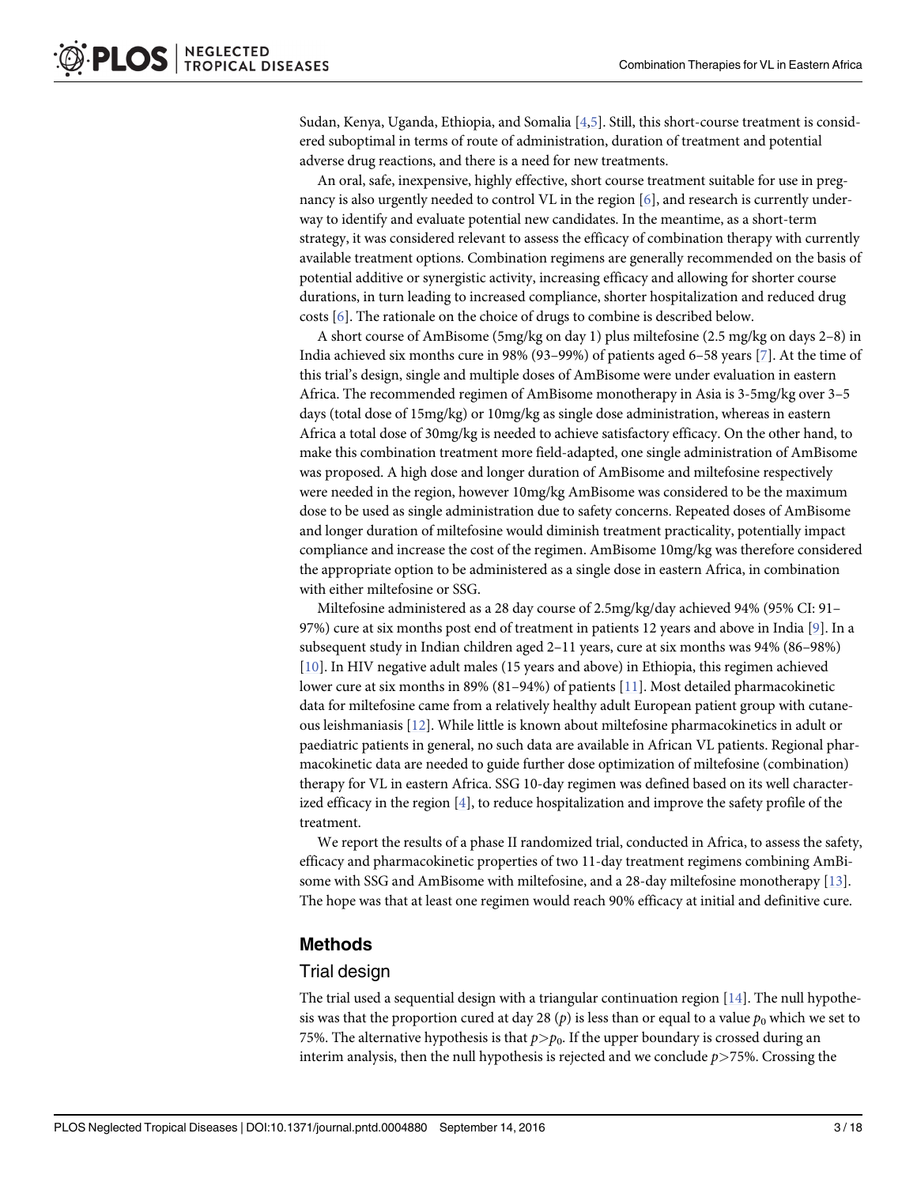Sudan, Kenya, Uganda, Ethiopia, and Somalia [4,5]. Still, this short-course treatment is considered suboptimal in terms of route of administration, duration of treatment and potential adverse drug reactions, and there is a need for new treatments.

An oral, safe, inexpensive, highly effective, short course treatment suitable for use in pregnancy is also urgently needed to control VL in the region [6], and research is currently underway to identify and evaluate potential new candidates. In the meantime, as a short-term strategy, it was considered relevant to assess the efficacy of combination therapy with currently available treatment options. Combination regimens are generally recommended on the basis of potential additive or synergistic activity, increasing efficacy and allowing for shorter course durations, in turn leading to increased compliance, shorter hospitalization and reduced drug costs [6]. The rationale on the choice of drugs to combine is described below.

A short course of AmBisome (5mg/kg on day 1) plus miltefosine (2.5 mg/kg on days 2–8) in India achieved six months cure in 98% (93–99%) of patients aged 6–58 years [7]. At the time of this trial's design, single and multiple doses of AmBisome were under evaluation in eastern Africa. The recommended regimen of AmBisome monotherapy in Asia is 3-5mg/kg over 3–5 days (total dose of 15mg/kg) or 10mg/kg as single dose administration, whereas in eastern Africa a total dose of 30mg/kg is needed to achieve satisfactory efficacy. On the other hand, to make this combination treatment more field-adapted, one single administration of AmBisome was proposed. A high dose and longer duration of AmBisome and miltefosine respectively were needed in the region, however 10mg/kg AmBisome was considered to be the maximum dose to be used as single administration due to safety concerns. Repeated doses of AmBisome and longer duration of miltefosine would diminish treatment practicality, potentially impact compliance and increase the cost of the regimen. AmBisome 10mg/kg was therefore considered the appropriate option to be administered as a single dose in eastern Africa, in combination with either miltefosine or SSG.

Miltefosine administered as a 28 day course of 2.5mg/kg/day achieved 94% (95% CI: 91–97%) cure at six months post end of treatment in patients 12 years and above in India [9]. In a subsequent study in Indian children aged 2–11 years, cure at six months was 94% (86–98%) [10]. In HIV negative adult males (15 years and above) in Ethiopia, this regimen achieved lower cure at six months in 89% (81–94%) of patients [11]. Most detailed pharmacokinetic data for miltefosine came from a relatively healthy adult European patient group with cutaneous leishmaniasis [12]. While little is known about miltefosine pharmacokinetics in adult or paediatric patients in general, no such data are available in African VL patients. Regional pharmacokinetic data are needed to guide further dose optimization of miltefosine (combination) therapy for VL in eastern Africa. SSG 10-day regimen was defined based on its well characterized efficacy in the region [4], to reduce hospitalization and improve the safety profile of the treatment.

We report the results of a phase II randomized trial, conducted in Africa, to assess the safety, efficacy and pharmacokinetic properties of two 11-day treatment regimens combining AmBisome with SSG and AmBisome with miltefosine, and a 28-day miltefosine monotherapy [13]. The hope was that at least one regimen would reach 90% efficacy at initial and definitive cure.

## Methods

### Trial design

The trial used a sequential design with a triangular continuation region [14]. The null hypothesis was that the proportion cured at day 28 ($p$) is less than or equal to a value $p_0$ which we set to 75%. The alternative hypothesis is that $p > p_0$. If the upper boundary is crossed during an interim analysis, then the null hypothesis is rejected and we conclude $p > 75\%$. Crossing the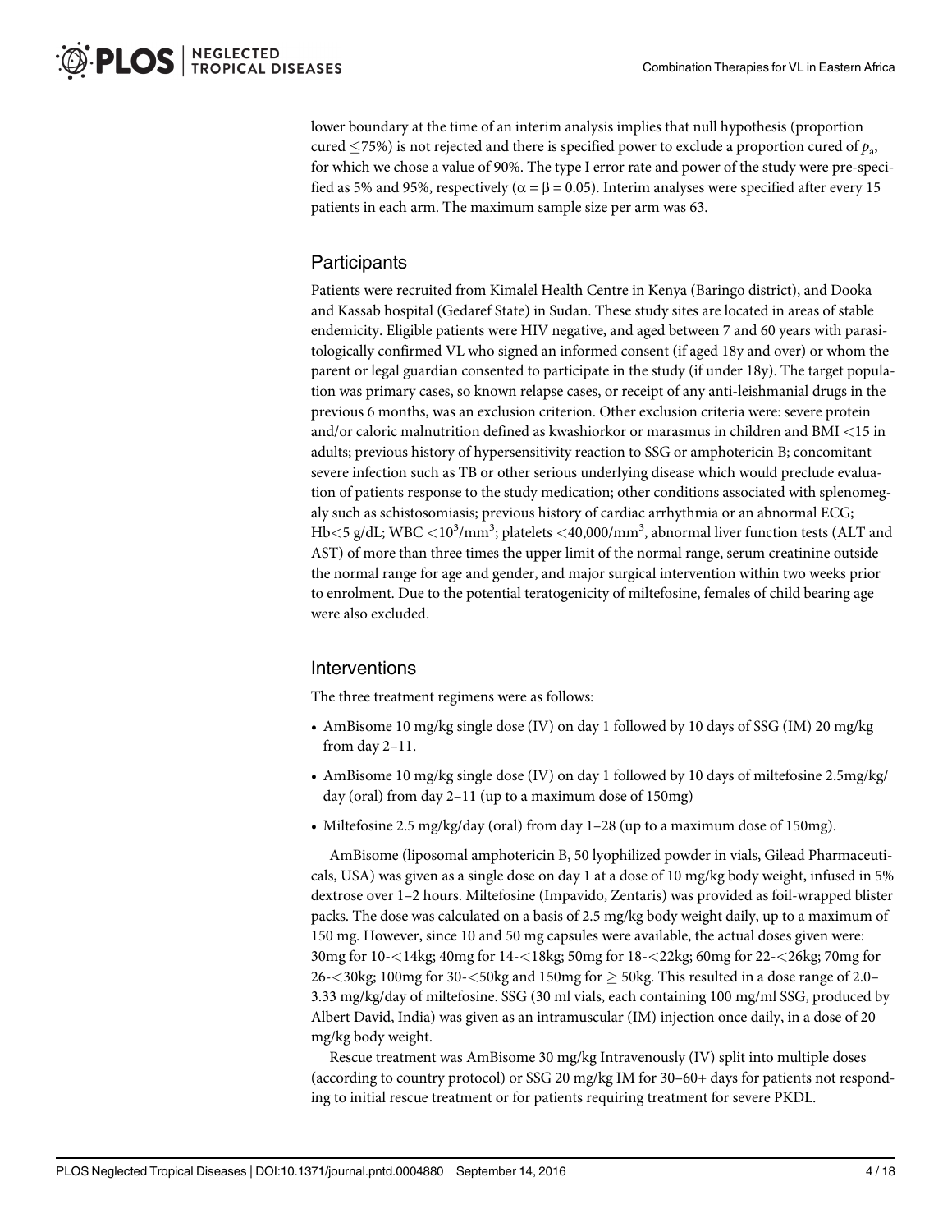lower boundary at the time of an interim analysis implies that null hypothesis (proportion cured ≤75%) is not rejected and there is specified power to exclude a proportion cured of $p_a$, for which we chose a value of 90%. The type I error rate and power of the study were pre-specified as 5% and 95%, respectively ($\alpha = \beta = 0.05$). Interim analyses were specified after every 15 patients in each arm. The maximum sample size per arm was 63.

## Participants

Patients were recruited from Kimalel Health Centre in Kenya (Baringo district), and Dooka and Kassab hospital (Gedaref State) in Sudan. These study sites are located in areas of stable endemicity. Eligible patients were HIV negative, and aged between 7 and 60 years with parasitologically confirmed VL who signed an informed consent (if aged 18y and over) or whom the parent or legal guardian consented to participate in the study (if under 18y). The target population was primary cases, so known relapse cases, or receipt of any anti-leishmanial drugs in the previous 6 months, was an exclusion criterion. Other exclusion criteria were: severe protein and/or caloric malnutrition defined as kwashiorkor or marasmus in children and BMI <15 in adults; previous history of hypersensitivity reaction to SSG or amphotericin B; concomitant severe infection such as TB or other serious underlying disease which would preclude evaluation of patients response to the study medication; other conditions associated with splenomegaly such as schistosomiasis; previous history of cardiac arrhythmia or an abnormal ECG; Hb<5 g/dL; WBC $<10^3/mm^3$; platelets $<40,000/mm^3$, abnormal liver function tests (ALT and AST) of more than three times the upper limit of the normal range, serum creatinine outside the normal range for age and gender, and major surgical intervention within two weeks prior to enrolment. Due to the potential teratogenicity of miltefosine, females of child bearing age were also excluded.

## Interventions

The three treatment regimens were as follows:

- AmBisome 10 mg/kg single dose (IV) on day 1 followed by 10 days of SSG (IM) 20 mg/kg from day 2–11.
- AmBisome 10 mg/kg single dose (IV) on day 1 followed by 10 days of miltefosine 2.5mg/kg/day (oral) from day 2–11 (up to a maximum dose of 150mg)
- Miltefosine 2.5 mg/kg/day (oral) from day 1–28 (up to a maximum dose of 150mg).

AmBisome (liposomal amphotericin B, 50 lyophilized powder in vials, Gilead Pharmaceuticals, USA) was given as a single dose on day 1 at a dose of 10 mg/kg body weight, infused in 5% dextrose over 1–2 hours. Miltefosine (Impavido, Zentaris) was provided as foil-wrapped blister packs. The dose was calculated on a basis of 2.5 mg/kg body weight daily, up to a maximum of 150 mg. However, since 10 and 50 mg capsules were available, the actual doses given were: 30mg for 10-<14kg; 40mg for 14-<18kg; 50mg for 18-<22kg; 60mg for 22-<26kg; 70mg for 26-<30kg; 100mg for 30-<50kg and 150mg for ≥ 50kg. This resulted in a dose range of 2.0–3.33 mg/kg/day of miltefosine. SSG (30 ml vials, each containing 100 mg/ml SSG, produced by Albert David, India) was given as an intramuscular (IM) injection once daily, in a dose of 20 mg/kg body weight.

Rescue treatment was AmBisome 30 mg/kg Intravenously (IV) split into multiple doses (according to country protocol) or SSG 20 mg/kg IM for 30–60+ days for patients not responding to initial rescue treatment or for patients requiring treatment for severe PKDL.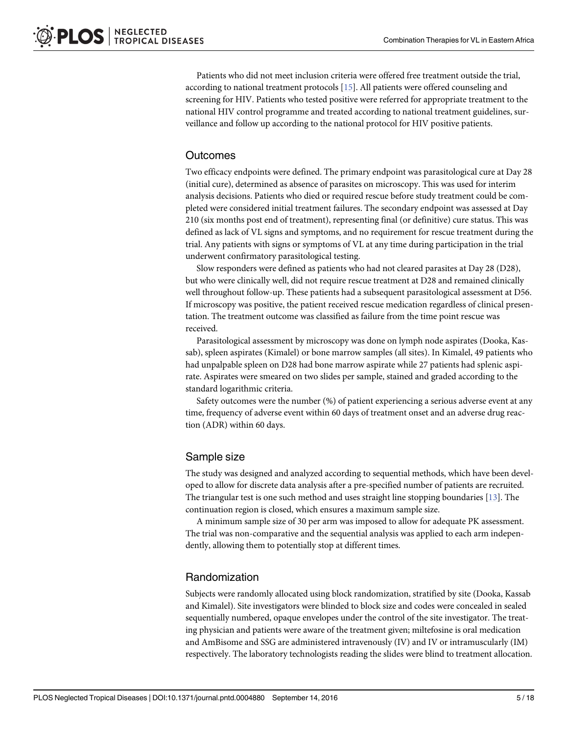Patients who did not meet inclusion criteria were offered free treatment outside the trial, according to national treatment protocols [15]. All patients were offered counseling and screening for HIV. Patients who tested positive were referred for appropriate treatment to the national HIV control programme and treated according to national treatment guidelines, surveillance and follow up according to the national protocol for HIV positive patients.

## Outcomes

Two efficacy endpoints were defined. The primary endpoint was parasitological cure at Day 28 (initial cure), determined as absence of parasites on microscopy. This was used for interim analysis decisions. Patients who died or required rescue before study treatment could be completed were considered initial treatment failures. The secondary endpoint was assessed at Day 210 (six months post end of treatment), representing final (or definitive) cure status. This was defined as lack of VL signs and symptoms, and no requirement for rescue treatment during the trial. Any patients with signs or symptoms of VL at any time during participation in the trial underwent confirmatory parasitological testing.

Slow responders were defined as patients who had not cleared parasites at Day 28 (D28), but who were clinically well, did not require rescue treatment at D28 and remained clinically well throughout follow-up. These patients had a subsequent parasitological assessment at D56. If microscopy was positive, the patient received rescue medication regardless of clinical presentation. The treatment outcome was classified as failure from the time point rescue was received.

Parasitological assessment by microscopy was done on lymph node aspirates (Dooka, Kassab), spleen aspirates (Kimalel) or bone marrow samples (all sites). In Kimalel, 49 patients who had unpalpable spleen on D28 had bone marrow aspirate while 27 patients had splenic aspirate. Aspirates were smeared on two slides per sample, stained and graded according to the standard logarithmic criteria.

Safety outcomes were the number (%) of patient experiencing a serious adverse event at any time, frequency of adverse event within 60 days of treatment onset and an adverse drug reaction (ADR) within 60 days.

## Sample size

The study was designed and analyzed according to sequential methods, which have been developed to allow for discrete data analysis after a pre-specified number of patients are recruited. The triangular test is one such method and uses straight line stopping boundaries [13]. The continuation region is closed, which ensures a maximum sample size.

A minimum sample size of 30 per arm was imposed to allow for adequate PK assessment. The trial was non-comparative and the sequential analysis was applied to each arm independently, allowing them to potentially stop at different times.

## Randomization

Subjects were randomly allocated using block randomization, stratified by site (Dooka, Kassab and Kimalel). Site investigators were blinded to block size and codes were concealed in sealed sequentially numbered, opaque envelopes under the control of the site investigator. The treating physician and patients were aware of the treatment given; miltefosine is oral medication and AmBisome and SSG are administered intravenously (IV) and IV or intramuscularly (IM) respectively. The laboratory technologists reading the slides were blind to treatment allocation.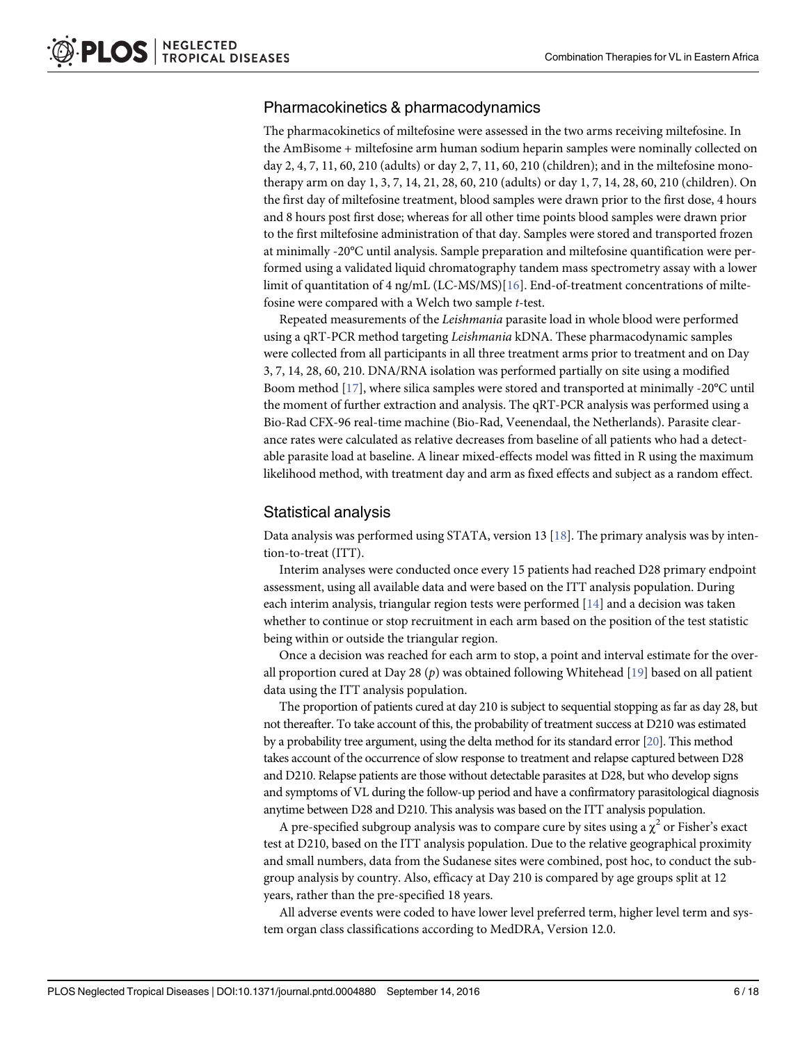## Pharmacokinetics & pharmacodynamics

The pharmacokinetics of miltefosine were assessed in the two arms receiving miltefosine. In the AmBisome + miltefosine arm human sodium heparin samples were nominally collected on day 2, 4, 7, 11, 60, 210 (adults) or day 2, 7, 11, 60, 210 (children); and in the miltefosine monotherapy arm on day 1, 3, 7, 14, 21, 28, 60, 210 (adults) or day 1, 7, 14, 28, 60, 210 (children). On the first day of miltefosine treatment, blood samples were drawn prior to the first dose, 4 hours and 8 hours post first dose; whereas for all other time points blood samples were drawn prior to the first miltefosine administration of that day. Samples were stored and transported frozen at minimally -20°C until analysis. Sample preparation and miltefosine quantification were performed using a validated liquid chromatography tandem mass spectrometry assay with a lower limit of quantitation of 4 ng/mL (LC-MS/MS)[16]. End-of-treatment concentrations of miltefosine were compared with a Welch two sample *t*-test.

Repeated measurements of the *Leishmania* parasite load in whole blood were performed using a qRT-PCR method targeting *Leishmania* kDNA. These pharmacodynamic samples were collected from all participants in all three treatment arms prior to treatment and on Day 3, 7, 14, 28, 60, 210. DNA/RNA isolation was performed partially on site using a modified Boom method [17], where silica samples were stored and transported at minimally -20°C until the moment of further extraction and analysis. The qRT-PCR analysis was performed using a Bio-Rad CFX-96 real-time machine (Bio-Rad, Veenendaal, the Netherlands). Parasite clearance rates were calculated as relative decreases from baseline of all patients who had a detectable parasite load at baseline. A linear mixed-effects model was fitted in R using the maximum likelihood method, with treatment day and arm as fixed effects and subject as a random effect.

## Statistical analysis

Data analysis was performed using STATA, version 13 [18]. The primary analysis was by intention-to-treat (ITT).

Interim analyses were conducted once every 15 patients had reached D28 primary endpoint assessment, using all available data and were based on the ITT analysis population. During each interim analysis, triangular region tests were performed [14] and a decision was taken whether to continue or stop recruitment in each arm based on the position of the test statistic being within or outside the triangular region.

Once a decision was reached for each arm to stop, a point and interval estimate for the overall proportion cured at Day 28 ($p$) was obtained following Whitehead [19] based on all patient data using the ITT analysis population.

The proportion of patients cured at day 210 is subject to sequential stopping as far as day 28, but not thereafter. To take account of this, the probability of treatment success at D210 was estimated by a probability tree argument, using the delta method for its standard error [20]. This method takes account of the occurrence of slow response to treatment and relapse captured between D28 and D210. Relapse patients are those without detectable parasites at D28, but who develop signs and symptoms of VL during the follow-up period and have a confirmatory parasitological diagnosis anytime between D28 and D210. This analysis was based on the ITT analysis population.

A pre-specified subgroup analysis was to compare cure by sites using a $\chi^2$ or Fisher's exact test at D210, based on the ITT analysis population. Due to the relative geographical proximity and small numbers, data from the Sudanese sites were combined, post hoc, to conduct the subgroup analysis by country. Also, efficacy at Day 210 is compared by age groups split at 12 years, rather than the pre-specified 18 years.

All adverse events were coded to have lower level preferred term, higher level term and system organ class classifications according to MedDRA, Version 12.0.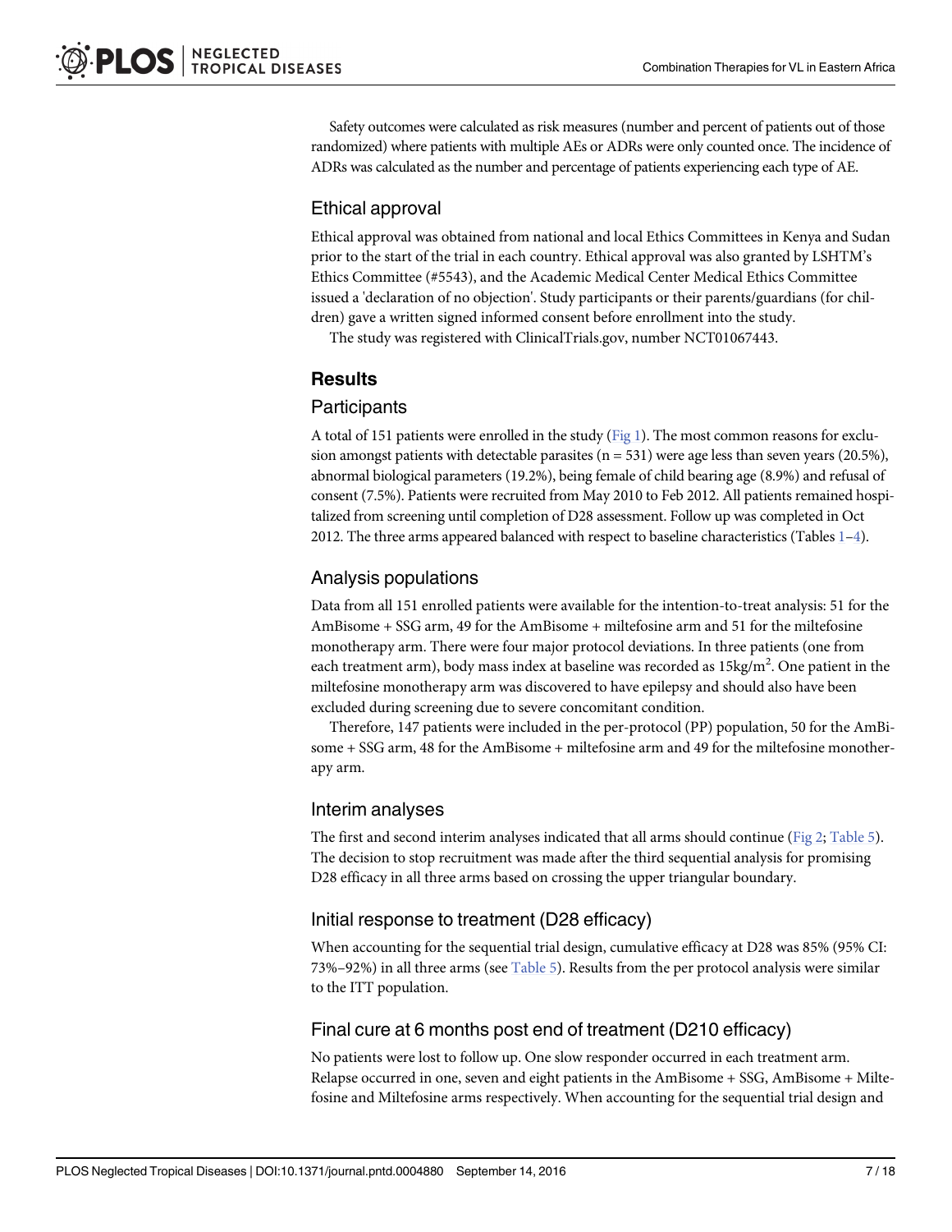Safety outcomes were calculated as risk measures (number and percent of patients out of those randomized) where patients with multiple AEs or ADRs were only counted once. The incidence of ADRs was calculated as the number and percentage of patients experiencing each type of AE.

## Ethical approval

Ethical approval was obtained from national and local Ethics Committees in Kenya and Sudan prior to the start of the trial in each country. Ethical approval was also granted by LSHTM's Ethics Committee (#5543), and the Academic Medical Center Medical Ethics Committee issued a 'declaration of no objection'. Study participants or their parents/guardians (for children) gave a written signed informed consent before enrollment into the study.

The study was registered with ClinicalTrials.gov, number NCT01067443.

# Results

## Participants

A total of 151 patients were enrolled in the study (Fig 1). The most common reasons for exclusion amongst patients with detectable parasites (n = 531) were age less than seven years (20.5%), abnormal biological parameters (19.2%), being female of child bearing age (8.9%) and refusal of consent (7.5%). Patients were recruited from May 2010 to Feb 2012. All patients remained hospitalized from screening until completion of D28 assessment. Follow up was completed in Oct 2012. The three arms appeared balanced with respect to baseline characteristics (Tables 1–4).

## Analysis populations

Data from all 151 enrolled patients were available for the intention-to-treat analysis: 51 for the AmBisome + SSG arm, 49 for the AmBisome + miltefosine arm and 51 for the miltefosine monotherapy arm. There were four major protocol deviations. In three patients (one from each treatment arm), body mass index at baseline was recorded as $15\text{kg/m}^2$. One patient in the miltefosine monotherapy arm was discovered to have epilepsy and should also have been excluded during screening due to severe concomitant condition.

Therefore, 147 patients were included in the per-protocol (PP) population, 50 for the AmBisome + SSG arm, 48 for the AmBisome + miltefosine arm and 49 for the miltefosine monotherapy arm.

## Interim analyses

The first and second interim analyses indicated that all arms should continue (Fig 2; Table 5). The decision to stop recruitment was made after the third sequential analysis for promising D28 efficacy in all three arms based on crossing the upper triangular boundary.

## Initial response to treatment (D28 efficacy)

When accounting for the sequential trial design, cumulative efficacy at D28 was 85% (95% CI: 73%–92%) in all three arms (see Table 5). Results from the per protocol analysis were similar to the ITT population.

## Final cure at 6 months post end of treatment (D210 efficacy)

No patients were lost to follow up. One slow responder occurred in each treatment arm. Relapse occurred in one, seven and eight patients in the AmBisome + SSG, AmBisome + Miltefosine and Miltefosine arms respectively. When accounting for the sequential trial design and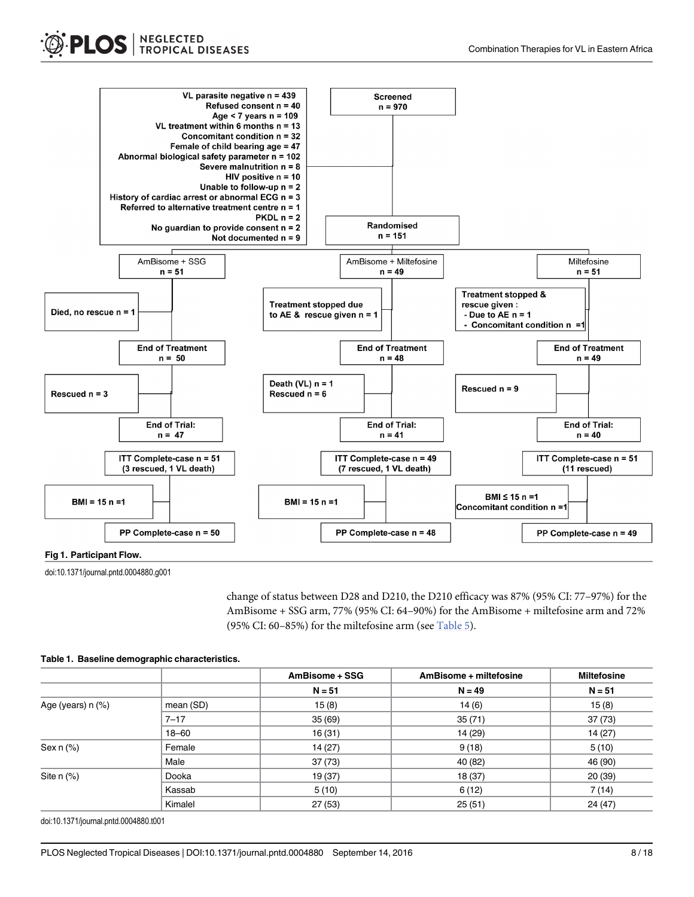Screened n = 970

- VL parasite negative n = 439
- Refused consent n = 40
- Age < 7 years n = 109
- VL treatment within 6 months n = 13
- Concomitant condition n = 32
- Female of child bearing age n = 47
- Abnormal biological safety parameter n = 102
- Severe malnutrition n = 8
- HIV positive n = 10
- Unable to follow-up n = 2
- History of cardiac arrest or abnormal ECG n = 3
- Referred to alternative treatment centre n = 1
- PKDL n = 2
- No guardian to provide consent n = 2
- Not documented n = 9

Randomised n = 151

| AmBisome + SSG n = 51 | AmBisome + Miltefosine n = 49 | Miltefosine n = 51 |
|---|---|---|
| Died, no rescue n = 1 | Treatment stopped due to AE & rescue given n = 1 | Treatment stopped & rescue given: - Due to AE n = 1 - Concomitant condition n = 1 |
| End of Treatment n = 50 | End of Treatment n = 48 | End of Treatment n = 49 |
| Rescued n = 3 | Death (VL) n = 1 Rescued n = 6 | Rescued n = 9 |
| End of Trial: n = 47 | End of Trial: n = 41 | End of Trial: n = 40 |
| ITT Complete-case n = 51 (3 rescued, 1 VL death) | ITT Complete-case n = 49 (7 rescued, 1 VL death) | ITT Complete-case n = 51 (11 rescued) |
| BMI = 15 n = 1 | BMI = 15 n = 1 | BMI ≤ 15 n = 1 Concomitant condition n = 1 |
| PP Complete-case n = 50 | PP Complete-case n = 48 | PP Complete-case n = 49 |

**Fig 1. Participant Flow.**

doi:10.1371/journal.pntd.0004880.g001

change of status between D28 and D210, the D210 efficacy was 87% (95% CI: 77–97%) for the AmBisome + SSG arm, 77% (95% CI: 64–90%) for the AmBisome + miltefosine arm and 72% (95% CI: 60–85%) for the miltefosine arm (see Table 5).

**Table 1. Baseline demographic characteristics.**

| | | AmBisome + SSG | AmBisome + miltefosine | Miltefosine |
|---|---|---|---|---|
| | | N = 51 | N = 49 | N = 51 |
| Age (years) n (%) | mean (SD) | 15 (8) | 14 (6) | 15 (8) |
| | 7–17 | 35 (69) | 35 (71) | 37 (73) |
| | 18–60 | 16 (31) | 14 (29) | 14 (27) |
| Sex n (%) | Female | 14 (27) | 9 (18) | 5 (10) |
| | Male | 37 (73) | 40 (82) | 46 (90) |
| Site n (%) | Dooka | 19 (37) | 18 (37) | 20 (39) |
| | Kassab | 5 (10) | 6 (12) | 7 (14) |
| | Kimalel | 27 (53) | 25 (51) | 24 (47) |

doi:10.1371/journal.pntd.0004880.t001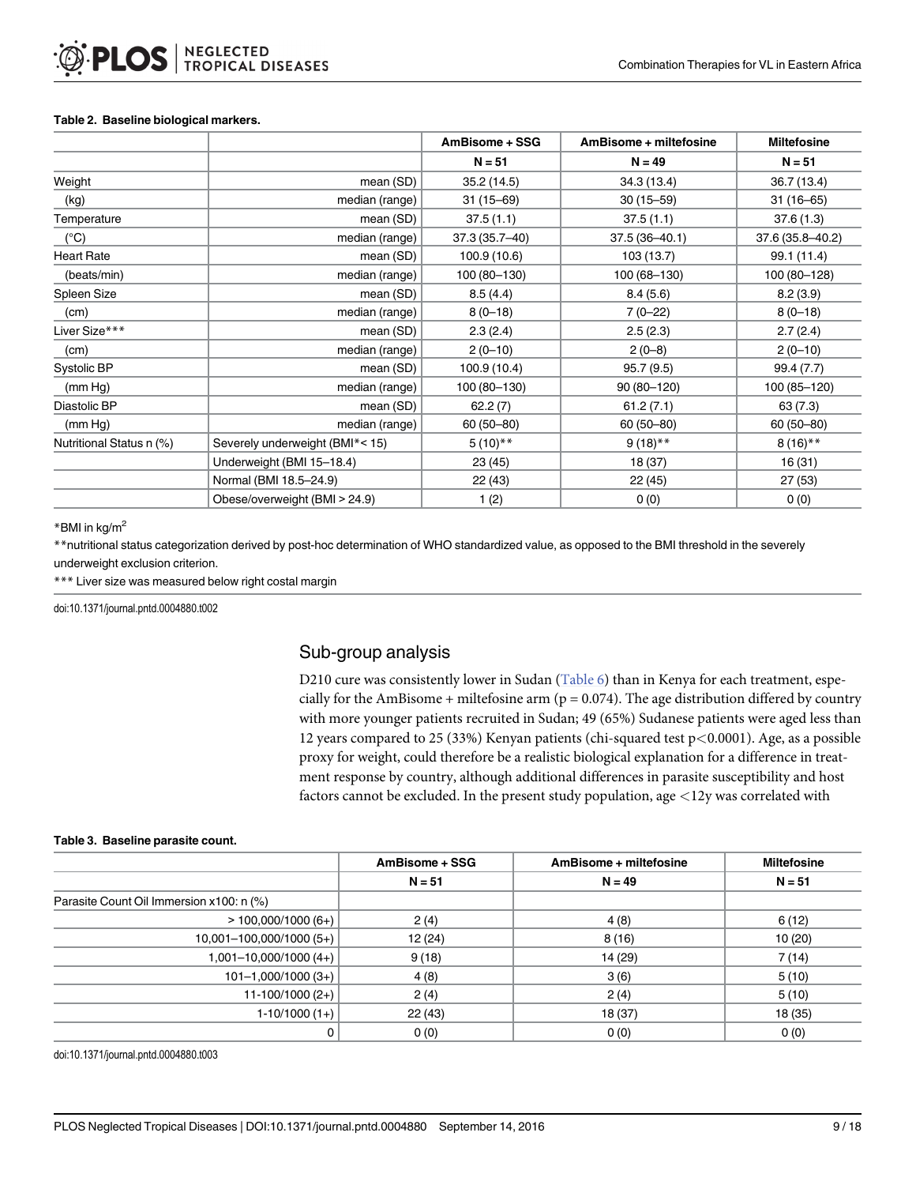**Table 2. Baseline biological markers.**

| | | AmBisome + SSG | AmBisome + miltefosine | Miltefosine |
|---|---|---|---|---|
| | | N = 51 | N = 49 | N = 51 |
| Weight | mean (SD) | 35.2 (14.5) | 34.3 (13.4) | 36.7 (13.4) |
| (kg) | median (range) | 31 (15–69) | 30 (15–59) | 31 (16–65) |
| Temperature | mean (SD) | 37.5 (1.1) | 37.5 (1.1) | 37.6 (1.3) |
| (°C) | median (range) | 37.3 (35.7–40) | 37.5 (36–40.1) | 37.6 (35.8–40.2) |
| Heart Rate | mean (SD) | 100.9 (10.6) | 103 (13.7) | 99.1 (11.4) |
| (beats/min) | median (range) | 100 (80–130) | 100 (68–130) | 100 (80–128) |
| Spleen Size | mean (SD) | 8.5 (4.4) | 8.4 (5.6) | 8.2 (3.9) |
| (cm) | median (range) | 8 (0–18) | 7 (0–22) | 8 (0–18) |
| Liver Size*** | mean (SD) | 2.3 (2.4) | 2.5 (2.3) | 2.7 (2.4) |
| (cm) | median (range) | 2 (0–10) | 2 (0–8) | 2 (0–10) |
| Systolic BP | mean (SD) | 100.9 (10.4) | 95.7 (9.5) | 99.4 (7.7) |
| (mm Hg) | median (range) | 100 (80–130) | 90 (80–120) | 100 (85–120) |
| Diastolic BP | mean (SD) | 62.2 (7) | 61.2 (7.1) | 63 (7.3) |
| (mm Hg) | median (range) | 60 (50–80) | 60 (50–80) | 60 (50–80) |
| Nutritional Status n (%) | Severely underweight (BMI*< 15) | 5 (10)** | 9 (18)** | 8 (16)** |
| | Underweight (BMI 15–18.4) | 23 (45) | 18 (37) | 16 (31) |
| | Normal (BMI 18.5–24.9) | 22 (43) | 22 (45) | 27 (53) |
| | Obese/overweight (BMI > 24.9) | 1 (2) | 0 (0) | 0 (0) |

*BMI in kg/m$^2$

**nutritional status categorization derived by post-hoc determination of WHO standardized value, as opposed to the BMI threshold in the severely underweight exclusion criterion.

*** Liver size was measured below right costal margin

doi:10.1371/journal.pntd.0004880.t002

## Sub-group analysis

D210 cure was consistently lower in Sudan (Table 6) than in Kenya for each treatment, especially for the AmBisome + miltefosine arm ($p = 0.074$). The age distribution differed by country with more younger patients recruited in Sudan; 49 (65%) Sudanese patients were aged less than 12 years compared to 25 (33%) Kenyan patients (chi-squared test $p<0.0001$). Age, as a possible proxy for weight, could therefore be a realistic biological explanation for a difference in treatment response by country, although additional differences in parasite susceptibility and host factors cannot be excluded. In the present study population, age <12y was correlated with

**Table 3. Baseline parasite count.**

| | AmBisome + SSG | AmBisome + miltefosine | Miltefosine |
|---|---|---|---|
| | N = 51 | N = 49 | N = 51 |
| Parasite Count Oil Immersion x100: n (%) | | | |
| > 100,000/1000 (6+) | 2 (4) | 4 (8) | 6 (12) |
| 10,001–100,000/1000 (5+) | 12 (24) | 8 (16) | 10 (20) |
| 1,001–10,000/1000 (4+) | 9 (18) | 14 (29) | 7 (14) |
| 101–1,000/1000 (3+) | 4 (8) | 3 (6) | 5 (10) |
| 11-100/1000 (2+) | 2 (4) | 2 (4) | 5 (10) |
| 1-10/1000 (1+) | 22 (43) | 18 (37) | 18 (35) |
| 0 | 0 (0) | 0 (0) | 0 (0) |

doi:10.1371/journal.pntd.0004880.t003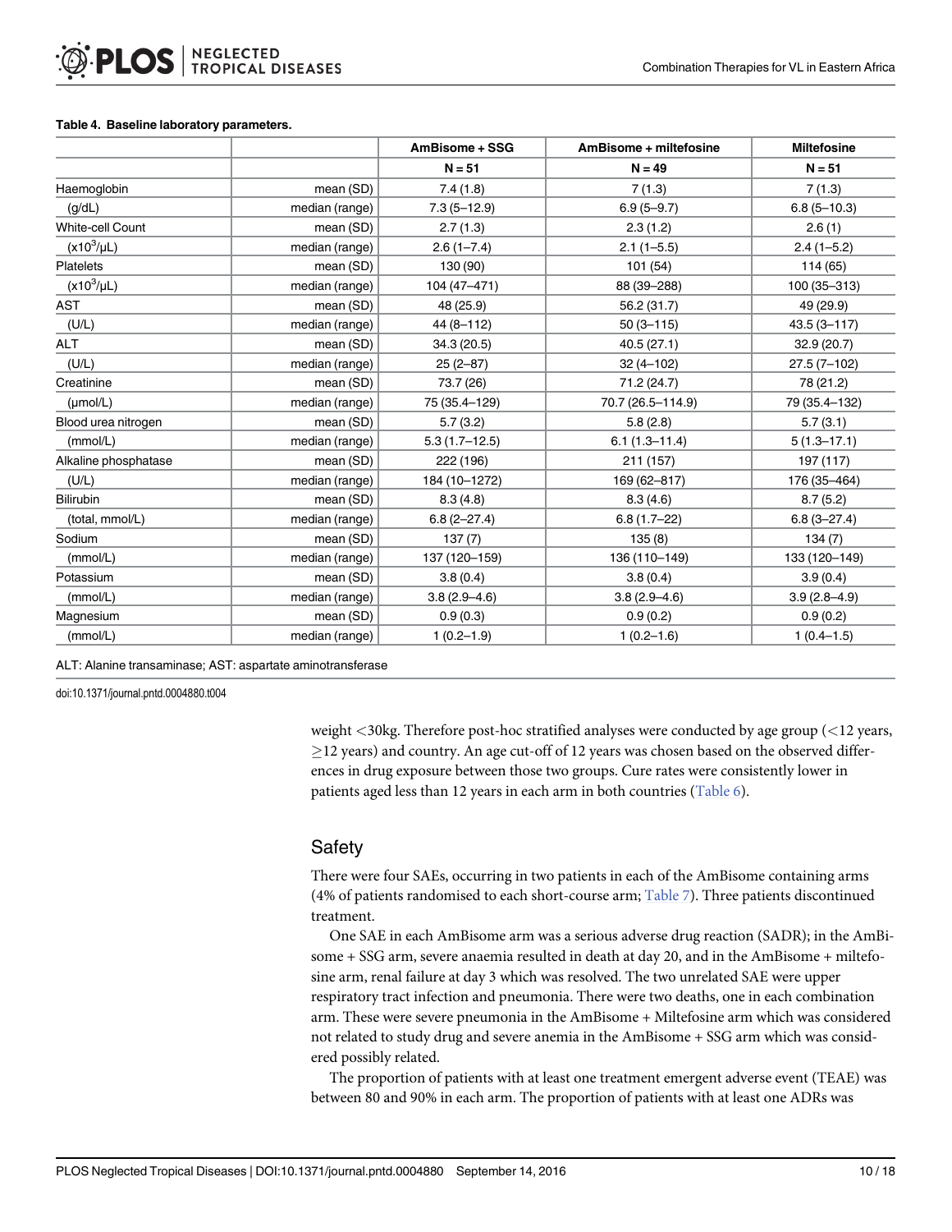**Table 4. Baseline laboratory parameters.**

| | | AmBisome + SSG | AmBisome + miltefosine | Miltefosine |
|---|---|---|---|---|
| | | N = 51 | N = 49 | N = 51 |
| Haemoglobin | mean (SD) | 7.4 (1.8) | 7 (1.3) | 7 (1.3) |
| (g/dL) | median (range) | 7.3 (5–12.9) | 6.9 (5–9.7) | 6.8 (5–10.3) |
| White-cell Count | mean (SD) | 2.7 (1.3) | 2.3 (1.2) | 2.6 (1) |
| ($x10^3/\mu L$) | median (range) | 2.6 (1–7.4) | 2.1 (1–5.5) | 2.4 (1–5.2) |
| Platelets | mean (SD) | 130 (90) | 101 (54) | 114 (65) |
| ($x10^3/\mu L$) | median (range) | 104 (47–471) | 88 (39–288) | 100 (35–313) |
| AST | mean (SD) | 48 (25.9) | 56.2 (31.7) | 49 (29.9) |
| (U/L) | median (range) | 44 (8–112) | 50 (3–115) | 43.5 (3–117) |
| ALT | mean (SD) | 34.3 (20.5) | 40.5 (27.1) | 32.9 (20.7) |
| (U/L) | median (range) | 25 (2–87) | 32 (4–102) | 27.5 (7–102) |
| Creatinine | mean (SD) | 73.7 (26) | 71.2 (24.7) | 78 (21.2) |
| (µmol/L) | median (range) | 75 (35.4–129) | 70.7 (26.5–114.9) | 79 (35.4–132) |
| Blood urea nitrogen | mean (SD) | 5.7 (3.2) | 5.8 (2.8) | 5.7 (3.1) |
| (mmol/L) | median (range) | 5.3 (1.7–12.5) | 6.1 (1.3–11.4) | 5 (1.3–17.1) |
| Alkaline phosphatase | mean (SD) | 222 (196) | 211 (157) | 197 (117) |
| (U/L) | median (range) | 184 (10–1272) | 169 (62–817) | 176 (35–464) |
| Bilirubin | mean (SD) | 8.3 (4.8) | 8.3 (4.6) | 8.7 (5.2) |
| (total, mmol/L) | median (range) | 6.8 (2–27.4) | 6.8 (1.7–22) | 6.8 (3–27.4) |
| Sodium | mean (SD) | 137 (7) | 135 (8) | 134 (7) |
| (mmol/L) | median (range) | 137 (120–159) | 136 (110–149) | 133 (120–149) |
| Potassium | mean (SD) | 3.8 (0.4) | 3.8 (0.4) | 3.9 (0.4) |
| (mmol/L) | median (range) | 3.8 (2.9–4.6) | 3.8 (2.9–4.6) | 3.9 (2.8–4.9) |
| Magnesium | mean (SD) | 0.9 (0.3) | 0.9 (0.2) | 0.9 (0.2) |
| (mmol/L) | median (range) | 1 (0.2–1.9) | 1 (0.2–1.6) | 1 (0.4–1.5) |

ALT: Alanine transaminase; AST: aspartate aminotransferase

doi:10.1371/journal.pntd.0004880.t004

weight <30kg. Therefore post-hoc stratified analyses were conducted by age group (<12 years, ≥12 years) and country. An age cut-off of 12 years was chosen based on the observed differences in drug exposure between those two groups. Cure rates were consistently lower in patients aged less than 12 years in each arm in both countries (Table 6).

## Safety

There were four SAEs, occurring in two patients in each of the AmBisome containing arms (4% of patients randomised to each short-course arm; Table 7). Three patients discontinued treatment.

One SAE in each AmBisome arm was a serious adverse drug reaction (SADR); in the AmBisome + SSG arm, severe anaemia resulted in death at day 20, and in the AmBisome + miltefosine arm, renal failure at day 3 which was resolved. The two unrelated SAE were upper respiratory tract infection and pneumonia. There were two deaths, one in each combination arm. These were severe pneumonia in the AmBisome + Miltefosine arm which was considered not related to study drug and severe anemia in the AmBisome + SSG arm which was considered possibly related.

The proportion of patients with at least one treatment emergent adverse event (TEAE) was between 80 and 90% in each arm. The proportion of patients with at least one ADRs was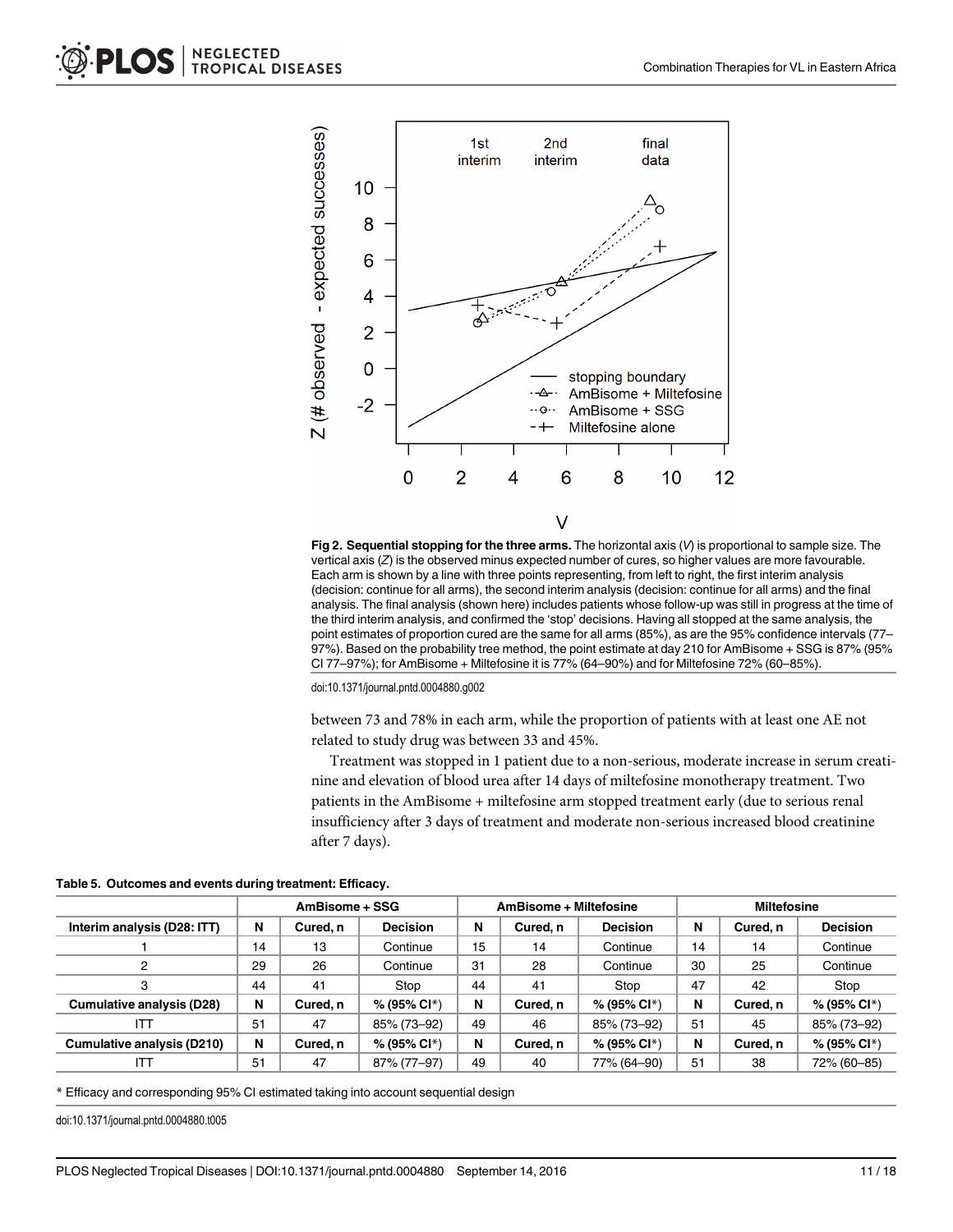**Fig 2. Sequential stopping for the three arms.** The horizontal axis ($V$) is proportional to sample size. The vertical axis ($Z$) is the observed minus expected number of cures, so higher values are more favourable. Each arm is shown by a line with three points representing, from left to right, the first interim analysis (decision: continue for all arms), the second interim analysis (decision: continue for all arms) and the final analysis. The final analysis (shown here) includes patients whose follow-up was still in progress at the time of the third interim analysis, and confirmed the 'stop' decisions. Having all stopped at the same analysis, the point estimates of proportion cured are the same for all arms (85%), as are the 95% confidence intervals (77–97%). Based on the probability tree method, the point estimate at day 210 for AmBisome + SSG is 87% (95% CI 77–97%); for AmBisome + Miltefosine it is 77% (64–90%) and for Miltefosine 72% (60–85%).

doi:10.1371/journal.pntd.0004880.g002

between 73 and 78% in each arm, while the proportion of patients with at least one AE not related to study drug was between 33 and 45%.

Treatment was stopped in 1 patient due to a non-serious, moderate increase in serum creatinine and elevation of blood urea after 14 days of miltefosine monotherapy treatment. Two patients in the AmBisome + miltefosine arm stopped treatment early (due to serious renal insufficiency after 3 days of treatment and moderate non-serious increased blood creatinine after 7 days).

**Table 5. Outcomes and events during treatment: Efficacy.**

| | AmBisome + SSG | | | AmBisome + Miltefosine | | | Miltefosine | | |
|---|---|---|---|---|---|---|---|---|---|
| **Interim analysis (D28: ITT)** | **N** | **Cured, n** | **Decision** | **N** | **Cured, n** | **Decision** | **N** | **Cured, n** | **Decision** |
| 1 | 14 | 13 | Continue | 15 | 14 | Continue | 14 | 14 | Continue |
| 2 | 29 | 26 | Continue | 31 | 28 | Continue | 30 | 25 | Continue |
| 3 | 44 | 41 | Stop | 44 | 41 | Stop | 47 | 42 | Stop |
| **Cumulative analysis (D28)** | **N** | **Cured, n** | **% (95% CI*)** | **N** | **Cured, n** | **% (95% CI*)** | **N** | **Cured, n** | **% (95% CI*)** |
| ITT | 51 | 47 | 85% (73–92) | 49 | 46 | 85% (73–92) | 51 | 45 | 85% (73–92) |
| **Cumulative analysis (D210)** | **N** | **Cured, n** | **% (95% CI*)** | **N** | **Cured, n** | **% (95% CI*)** | **N** | **Cured, n** | **% (95% CI*)** |
| ITT | 51 | 47 | 87% (77–97) | 49 | 40 | 77% (64–90) | 51 | 38 | 72% (60–85) |

* Efficacy and corresponding 95% CI estimated taking into account sequential design

doi:10.1371/journal.pntd.0004880.t005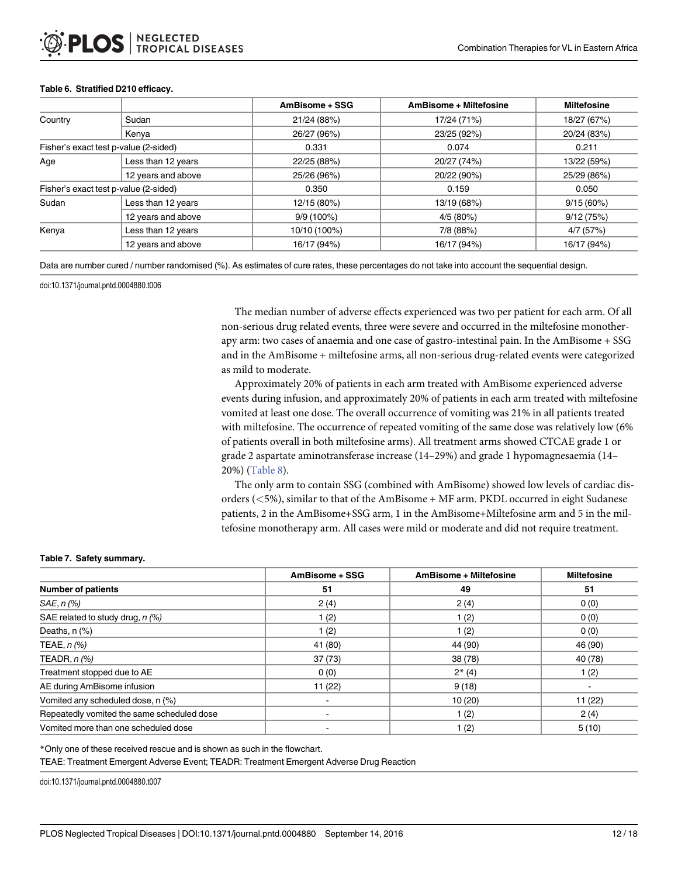**Table 6. Stratified D210 efficacy.**

| | | AmBisome + SSG | AmBisome + Miltefosine | Miltefosine |
|---|---|---|---|---|
| Country | Sudan | 21/24 (88%) | 17/24 (71%) | 18/27 (67%) |
| | Kenya | 26/27 (96%) | 23/25 (92%) | 20/24 (83%) |
| Fisher's exact test p-value (2-sided) | | 0.331 | 0.074 | 0.211 |
| Age | Less than 12 years | 22/25 (88%) | 20/27 (74%) | 13/22 (59%) |
| | 12 years and above | 25/26 (96%) | 20/22 (90%) | 25/29 (86%) |
| Fisher's exact test p-value (2-sided) | | 0.350 | 0.159 | 0.050 |
| Sudan | Less than 12 years | 12/15 (80%) | 13/19 (68%) | 9/15 (60%) |
| | 12 years and above | 9/9 (100%) | 4/5 (80%) | 9/12 (75%) |
| Kenya | Less than 12 years | 10/10 (100%) | 7/8 (88%) | 4/7 (57%) |
| | 12 years and above | 16/17 (94%) | 16/17 (94%) | 16/17 (94%) |

Data are number cured / number randomised (%). As estimates of cure rates, these percentages do not take into account the sequential design.

doi:10.1371/journal.pntd.0004880.t006

The median number of adverse effects experienced was two per patient for each arm. Of all non-serious drug related events, three were severe and occurred in the miltefosine monotherapy arm: two cases of anaemia and one case of gastro-intestinal pain. In the AmBisome + SSG and in the AmBisome + miltefosine arms, all non-serious drug-related events were categorized as mild to moderate.

Approximately 20% of patients in each arm treated with AmBisome experienced adverse events during infusion, and approximately 20% of patients in each arm treated with miltefosine vomited at least one dose. The overall occurrence of vomiting was 21% in all patients treated with miltefosine. The occurrence of repeated vomiting of the same dose was relatively low (6% of patients overall in both miltefosine arms). All treatment arms showed CTCAE grade 1 or grade 2 aspartate aminotransferase increase (14–29%) and grade 1 hypomagnesaemia (14–20%) (Table 8).

The only arm to contain SSG (combined with AmBisome) showed low levels of cardiac disorders (<5%), similar to that of the AmBisome + MF arm. PKDL occurred in eight Sudanese patients, 2 in the AmBisome+SSG arm, 1 in the AmBisome+Miltefosine arm and 5 in the miltefosine monotherapy arm. All cases were mild or moderate and did not require treatment.

**Table 7. Safety summary.**

| | AmBisome + SSG | AmBisome + Miltefosine | Miltefosine |
|---|---|---|---|
| **Number of patients** | **51** | **49** | **51** |
| *SAE, n (%)* | 2 (4) | 2 (4) | 0 (0) |
| SAE related to study drug, *n (%)* | 1 (2) | 1 (2) | 0 (0) |
| Deaths, n (%) | 1 (2) | 1 (2) | 0 (0) |
| TEAE, *n (%)* | 41 (80) | 44 (90) | 46 (90) |
| TEADR, *n (%)* | 37 (73) | 38 (78) | 40 (78) |
| Treatment stopped due to AE | 0 (0) | 2* (4) | 1 (2) |
| AE during AmBisome infusion | 11 (22) | 9 (18) | - |
| Vomited any scheduled dose, n (%) | - | 10 (20) | 11 (22) |
| Repeatedly vomited the same scheduled dose | - | 1 (2) | 2 (4) |
| Vomited more than one scheduled dose | - | 1 (2) | 5 (10) |

*Only one of these received rescue and is shown as such in the flowchart.

TEAE: Treatment Emergent Adverse Event; TEADR: Treatment Emergent Adverse Drug Reaction

doi:10.1371/journal.pntd.0004880.t007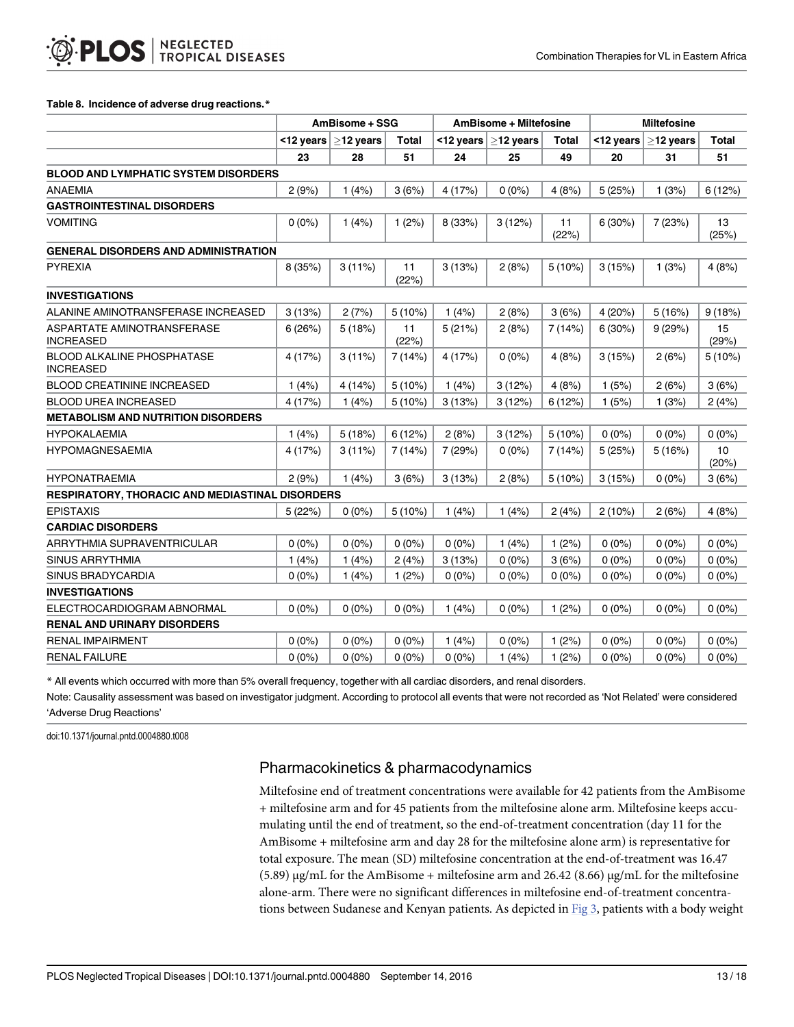**Table 8. Incidence of adverse drug reactions.***

| | AmBisome + SSG | | | AmBisome + Miltefosine | | | Miltefosine | | |
|---|---|---|---|---|---|---|---|---|---|
| | <12 years | ≥12 years | Total | <12 years | ≥12 years | Total | <12 years | ≥12 years | Total |
| | 23 | 28 | 51 | 24 | 25 | 49 | 20 | 31 | 51 |
| **BLOOD AND LYMPHATIC SYSTEM DISORDERS** | | | | | | | | | |
| ANAEMIA | 2 (9%) | 1 (4%) | 3 (6%) | 4 (17%) | 0 (0%) | 4 (8%) | 5 (25%) | 1 (3%) | 6 (12%) |
| **GASTROINTESTINAL DISORDERS** | | | | | | | | | |
| VOMITING | 0 (0%) | 1 (4%) | 1 (2%) | 8 (33%) | 3 (12%) | 11 (22%) | 6 (30%) | 7 (23%) | 13 (25%) |
| **GENERAL DISORDERS AND ADMINISTRATION** | | | | | | | | | |
| PYREXIA | 8 (35%) | 3 (11%) | 11 (22%) | 3 (13%) | 2 (8%) | 5 (10%) | 3 (15%) | 1 (3%) | 4 (8%) |
| **INVESTIGATIONS** | | | | | | | | | |
| ALANINE AMINOTRANSFERASE INCREASED | 3 (13%) | 2 (7%) | 5 (10%) | 1 (4%) | 2 (8%) | 3 (6%) | 4 (20%) | 5 (16%) | 9 (18%) |
| ASPARTATE AMINOTRANSFERASE INCREASED | 6 (26%) | 5 (18%) | 11 (22%) | 5 (21%) | 2 (8%) | 7 (14%) | 6 (30%) | 9 (29%) | 15 (29%) |
| BLOOD ALKALINE PHOSPHATASE INCREASED | 4 (17%) | 3 (11%) | 7 (14%) | 4 (17%) | 0 (0%) | 4 (8%) | 3 (15%) | 2 (6%) | 5 (10%) |
| BLOOD CREATININE INCREASED | 1 (4%) | 4 (14%) | 5 (10%) | 1 (4%) | 3 (12%) | 4 (8%) | 1 (5%) | 2 (6%) | 3 (6%) |
| BLOOD UREA INCREASED | 4 (17%) | 1 (4%) | 5 (10%) | 3 (13%) | 3 (12%) | 6 (12%) | 1 (5%) | 1 (3%) | 2 (4%) |
| **METABOLISM AND NUTRITION DISORDERS** | | | | | | | | | |
| HYPOKALAEMIA | 1 (4%) | 5 (18%) | 6 (12%) | 2 (8%) | 3 (12%) | 5 (10%) | 0 (0%) | 0 (0%) | 0 (0%) |
| HYPOMAGNESAEMIA | 4 (17%) | 3 (11%) | 7 (14%) | 7 (29%) | 0 (0%) | 7 (14%) | 5 (25%) | 5 (16%) | 10 (20%) |
| HYPONATRAEMIA | 2 (9%) | 1 (4%) | 3 (6%) | 3 (13%) | 2 (8%) | 5 (10%) | 3 (15%) | 0 (0%) | 3 (6%) |
| **RESPIRATORY, THORACIC AND MEDIASTINAL DISORDERS** | | | | | | | | | |
| EPISTAXIS | 5 (22%) | 0 (0%) | 5 (10%) | 1 (4%) | 1 (4%) | 2 (4%) | 2 (10%) | 2 (6%) | 4 (8%) |
| **CARDIAC DISORDERS** | | | | | | | | | |
| ARRYTHMIA SUPRAVENTRICULAR | 0 (0%) | 0 (0%) | 0 (0%) | 0 (0%) | 1 (4%) | 1 (2%) | 0 (0%) | 0 (0%) | 0 (0%) |
| SINUS ARRYTHMIA | 1 (4%) | 1 (4%) | 2 (4%) | 3 (13%) | 0 (0%) | 3 (6%) | 0 (0%) | 0 (0%) | 0 (0%) |
| SINUS BRADYCARDIA | 0 (0%) | 1 (4%) | 1 (2%) | 0 (0%) | 0 (0%) | 0 (0%) | 0 (0%) | 0 (0%) | 0 (0%) |
| **INVESTIGATIONS** | | | | | | | | | |
| ELECTROCARDIOGRAM ABNORMAL | 0 (0%) | 0 (0%) | 0 (0%) | 1 (4%) | 0 (0%) | 1 (2%) | 0 (0%) | 0 (0%) | 0 (0%) |
| **RENAL AND URINARY DISORDERS** | | | | | | | | | |
| RENAL IMPAIRMENT | 0 (0%) | 0 (0%) | 0 (0%) | 1 (4%) | 0 (0%) | 1 (2%) | 0 (0%) | 0 (0%) | 0 (0%) |
| RENAL FAILURE | 0 (0%) | 0 (0%) | 0 (0%) | 0 (0%) | 1 (4%) | 1 (2%) | 0 (0%) | 0 (0%) | 0 (0%) |

* All events which occurred with more than 5% overall frequency, together with all cardiac disorders, and renal disorders.

Note: Causality assessment was based on investigator judgment. According to protocol all events that were not recorded as 'Not Related' were considered 'Adverse Drug Reactions'

doi:10.1371/journal.pntd.0004880.t008

## Pharmacokinetics & pharmacodynamics

Miltefosine end of treatment concentrations were available for 42 patients from the AmBisome + miltefosine arm and for 45 patients from the miltefosine alone arm. Miltefosine keeps accumulating until the end of treatment, so the end-of-treatment concentration (day 11 for the AmBisome + miltefosine arm and day 28 for the miltefosine alone arm) is representative for total exposure. The mean (SD) miltefosine concentration at the end-of-treatment was 16.47 (5.89) μg/mL for the AmBisome + miltefosine arm and 26.42 (8.66) μg/mL for the miltefosine alone-arm. There were no significant differences in miltefosine end-of-treatment concentrations between Sudanese and Kenyan patients. As depicted in Fig 3, patients with a body weight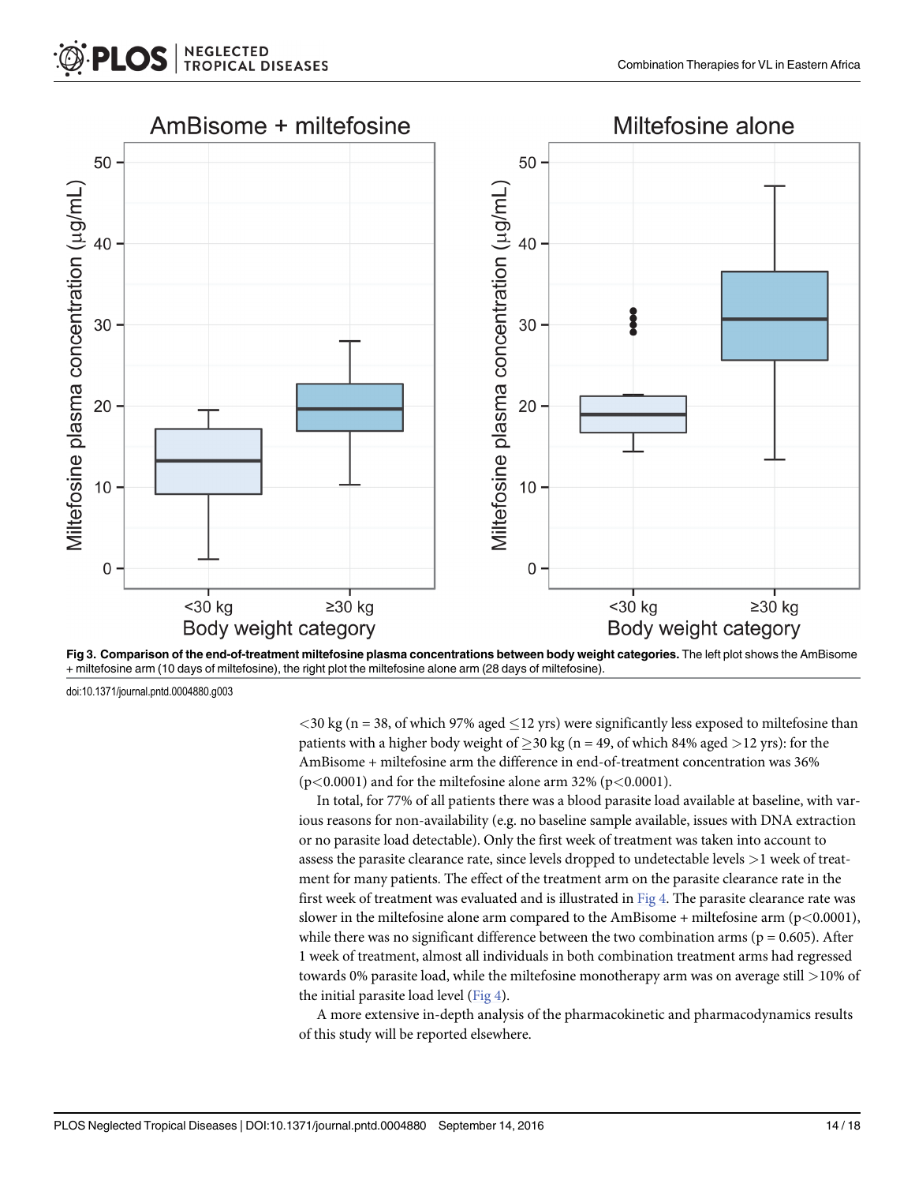Fig 3. Comparison of the end-of-treatment miltefosine plasma concentrations between body weight categories. The left plot shows the AmBisome + miltefosine arm (10 days of miltefosine), the right plot the miltefosine alone arm (28 days of miltefosine).

doi:10.1371/journal.pntd.0004880.g003

<30 kg (n = 38, of which 97% aged ≤12 yrs) were significantly less exposed to miltefosine than patients with a higher body weight of ≥30 kg (n = 49, of which 84% aged >12 yrs): for the AmBisome + miltefosine arm the difference in end-of-treatment concentration was 36% ($p<0.0001$) and for the miltefosine alone arm 32% ($p<0.0001$).

In total, for 77% of all patients there was a blood parasite load available at baseline, with various reasons for non-availability (e.g. no baseline sample available, issues with DNA extraction or no parasite load detectable). Only the first week of treatment was taken into account to assess the parasite clearance rate, since levels dropped to undetectable levels >1 week of treatment for many patients. The effect of the treatment arm on the parasite clearance rate in the first week of treatment was evaluated and is illustrated in Fig 4. The parasite clearance rate was slower in the miltefosine alone arm compared to the AmBisome + miltefosine arm ($p<0.0001$), while there was no significant difference between the two combination arms ($p = 0.605$). After 1 week of treatment, almost all individuals in both combination treatment arms had regressed towards 0% parasite load, while the miltefosine monotherapy arm was on average still >10% of the initial parasite load level (Fig 4).

A more extensive in-depth analysis of the pharmacokinetic and pharmacodynamics results of this study will be reported elsewhere.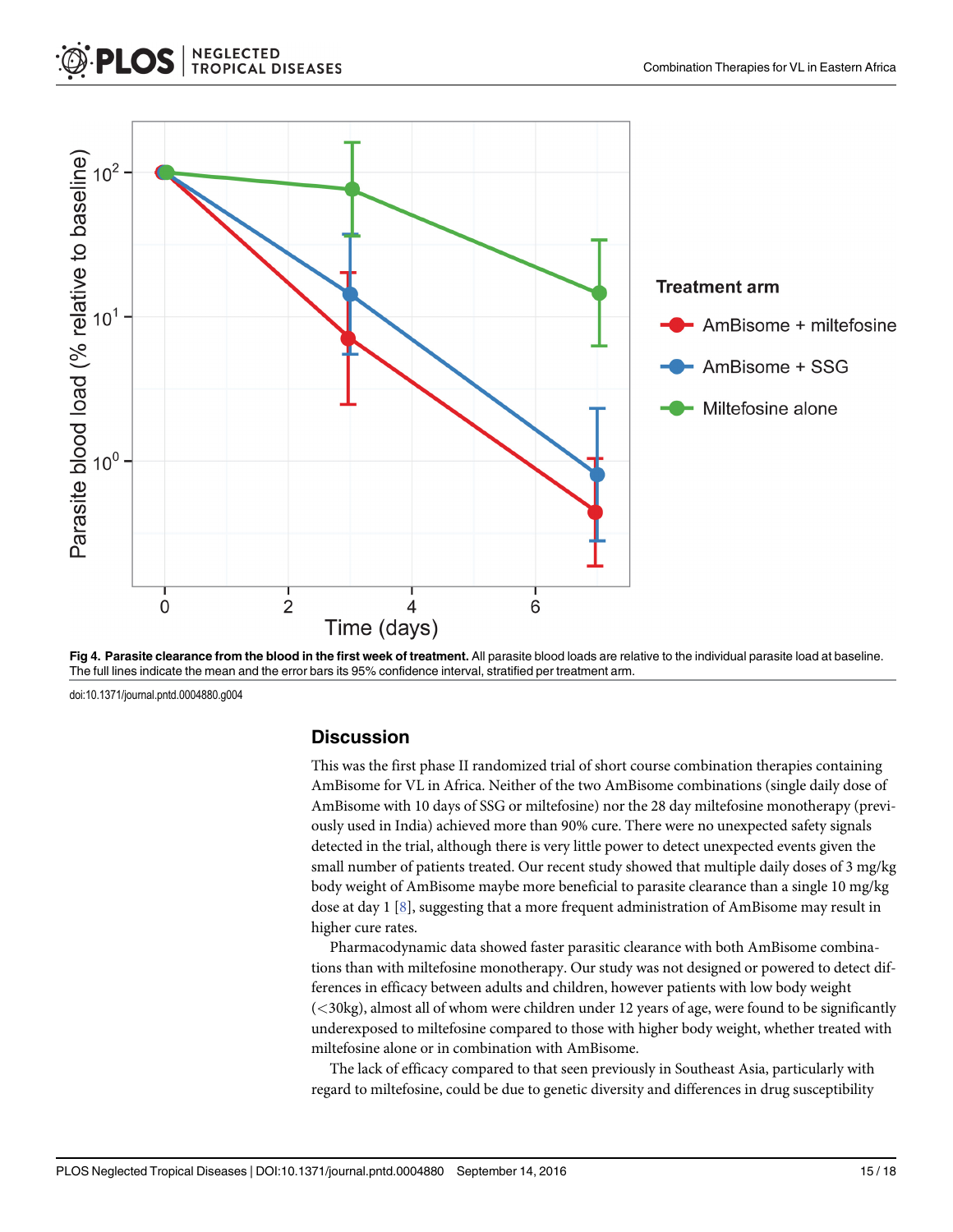**Fig 4. Parasite clearance from the blood in the first week of treatment.** All parasite blood loads are relative to the individual parasite load at baseline. The full lines indicate the mean and the error bars its 95% confidence interval, stratified per treatment arm.

doi:10.1371/journal.pntd.0004880.g004

## Discussion

This was the first phase II randomized trial of short course combination therapies containing AmBisome for VL in Africa. Neither of the two AmBisome combinations (single daily dose of AmBisome with 10 days of SSG or miltefosine) nor the 28 day miltefosine monotherapy (previously used in India) achieved more than 90% cure. There were no unexpected safety signals detected in the trial, although there is very little power to detect unexpected events given the small number of patients treated. Our recent study showed that multiple daily doses of 3 mg/kg body weight of AmBisome maybe more beneficial to parasite clearance than a single 10 mg/kg dose at day 1 [8], suggesting that a more frequent administration of AmBisome may result in higher cure rates.

Pharmacodynamic data showed faster parasitic clearance with both AmBisome combinations than with miltefosine monotherapy. Our study was not designed or powered to detect differences in efficacy between adults and children, however patients with low body weight (<30kg), almost all of whom were children under 12 years of age, were found to be significantly underexposed to miltefosine compared to those with higher body weight, whether treated with miltefosine alone or in combination with AmBisome.

The lack of efficacy compared to that seen previously in Southeast Asia, particularly with regard to miltefosine, could be due to genetic diversity and differences in drug susceptibility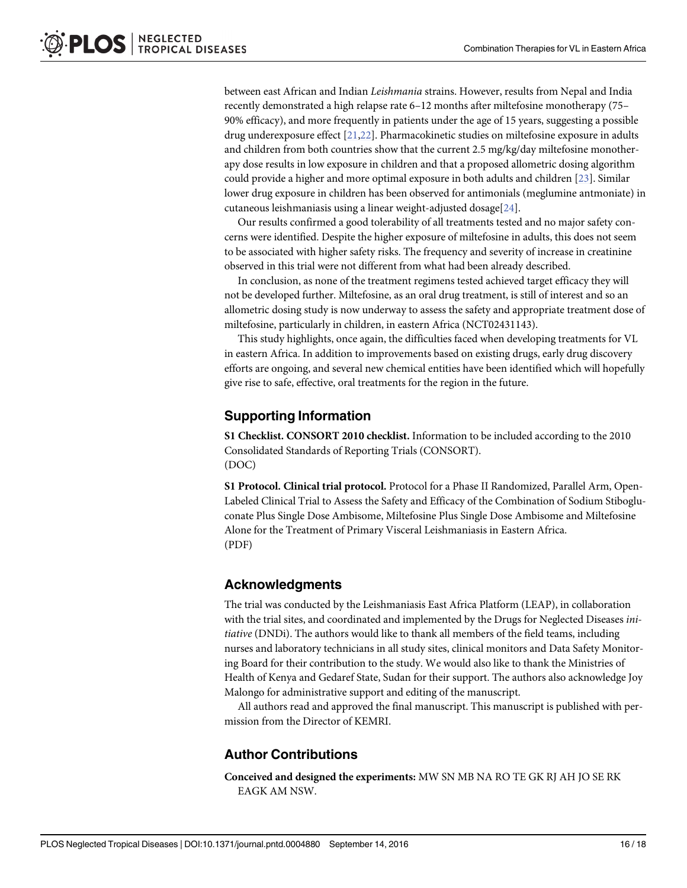between east African and Indian *Leishmania* strains. However, results from Nepal and India recently demonstrated a high relapse rate 6–12 months after miltefosine monotherapy (75–90% efficacy), and more frequently in patients under the age of 15 years, suggesting a possible drug underexposure effect [21,22]. Pharmacokinetic studies on miltefosine exposure in adults and children from both countries show that the current 2.5 mg/kg/day miltefosine monotherapy dose results in low exposure in children and that a proposed allometric dosing algorithm could provide a higher and more optimal exposure in both adults and children [23]. Similar lower drug exposure in children has been observed for antimonials (meglumine antmoniate) in cutaneous leishmaniasis using a linear weight-adjusted dosage[24].

Our results confirmed a good tolerability of all treatments tested and no major safety concerns were identified. Despite the higher exposure of miltefosine in adults, this does not seem to be associated with higher safety risks. The frequency and severity of increase in creatinine observed in this trial were not different from what had been already described.

In conclusion, as none of the treatment regimens tested achieved target efficacy they will not be developed further. Miltefosine, as an oral drug treatment, is still of interest and so an allometric dosing study is now underway to assess the safety and appropriate treatment dose of miltefosine, particularly in children, in eastern Africa (NCT02431143).

This study highlights, once again, the difficulties faced when developing treatments for VL in eastern Africa. In addition to improvements based on existing drugs, early drug discovery efforts are ongoing, and several new chemical entities have been identified which will hopefully give rise to safe, effective, oral treatments for the region in the future.

## Supporting Information

**S1 Checklist. CONSORT 2010 checklist.** Information to be included according to the 2010 Consolidated Standards of Reporting Trials (CONSORT).
(DOC)

**S1 Protocol. Clinical trial protocol.** Protocol for a Phase II Randomized, Parallel Arm, Open-Labeled Clinical Trial to Assess the Safety and Efficacy of the Combination of Sodium Stibogluconate Plus Single Dose Ambisome, Miltefosine Plus Single Dose Ambisome and Miltefosine Alone for the Treatment of Primary Visceral Leishmaniasis in Eastern Africa.
(PDF)

## Acknowledgments

The trial was conducted by the Leishmaniasis East Africa Platform (LEAP), in collaboration with the trial sites, and coordinated and implemented by the Drugs for Neglected Diseases *initiative* (DNDi). The authors would like to thank all members of the field teams, including nurses and laboratory technicians in all study sites, clinical monitors and Data Safety Monitoring Board for their contribution to the study. We would also like to thank the Ministries of Health of Kenya and Gedaref State, Sudan for their support. The authors also acknowledge Joy Malongo for administrative support and editing of the manuscript.

All authors read and approved the final manuscript. This manuscript is published with permission from the Director of KEMRI.

## Author Contributions

**Conceived and designed the experiments:** MW SN MB NA RO TE GK RJ AH JO SE RK EAGK AM NSW.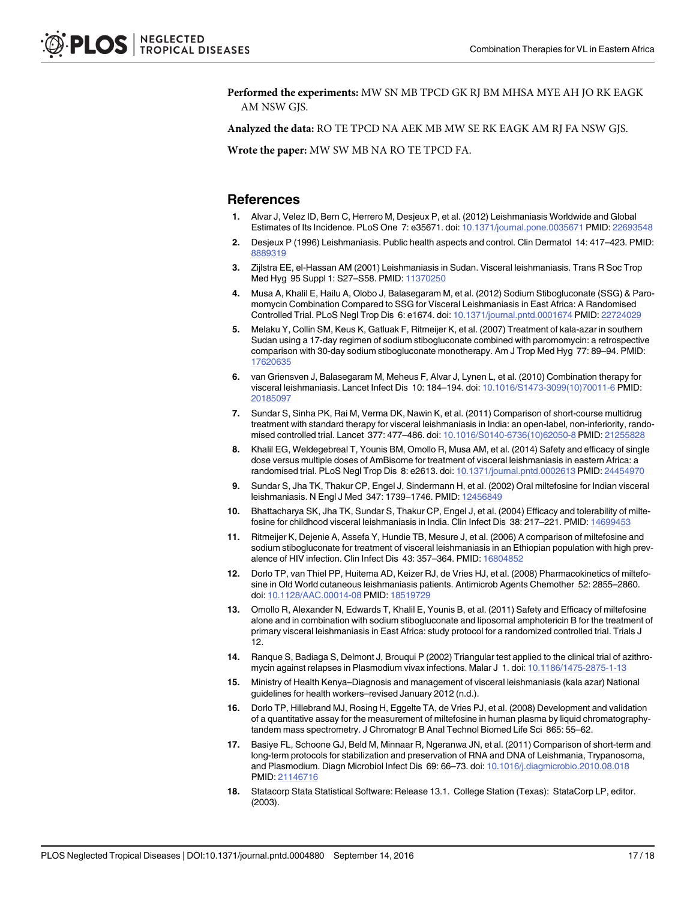**Performed the experiments:** MW SN MB TPCD GK RJ BM MHSA MYE AH JO RK EAGK AM NSW GJS.

**Analyzed the data:** RO TE TPCD NA AEK MB MW SE RK EAGK AM RJ FA NSW GJS.

**Wrote the paper:** MW SW MB NA RO TE TPCD FA.

## References

1. Alvar J, Velez ID, Bern C, Herrero M, Desjeux P, et al. (2012) Leishmaniasis Worldwide and Global Estimates of Its Incidence. PLoS One 7: e35671. doi: 10.1371/journal.pone.0035671 PMID: 22693548
2. Desjeux P (1996) Leishmaniasis. Public health aspects and control. Clin Dermatol 14: 417–423. PMID: 8889319
3. Zijlstra EE, el-Hassan AM (2001) Leishmaniasis in Sudan. Visceral leishmaniasis. Trans R Soc Trop Med Hyg 95 Suppl 1: S27–S58. PMID: 11370250
4. Musa A, Khalil E, Hailu A, Olobo J, Balasegaram M, et al. (2012) Sodium Stibogluconate (SSG) & Paromomycin Combination Compared to SSG for Visceral Leishmaniasis in East Africa: A Randomised Controlled Trial. PLoS Negl Trop Dis 6: e1674. doi: 10.1371/journal.pntd.0001674 PMID: 22724029
5. Melaku Y, Collin SM, Keus K, Gatluak F, Ritmeijer K, et al. (2007) Treatment of kala-azar in southern Sudan using a 17-day regimen of sodium stibogluconate combined with paromomycin: a retrospective comparison with 30-day sodium stibogluconate monotherapy. Am J Trop Med Hyg 77: 89–94. PMID: 17620635
6. van Griensven J, Balasegaram M, Meheus F, Alvar J, Lynen L, et al. (2010) Combination therapy for visceral leishmaniasis. Lancet Infect Dis 10: 184–194. doi: 10.1016/S1473-3099(10)70011-6 PMID: 20185097
7. Sundar S, Sinha PK, Rai M, Verma DK, Nawin K, et al. (2011) Comparison of short-course multidrug treatment with standard therapy for visceral leishmaniasis in India: an open-label, non-inferiority, randomised controlled trial. Lancet 377: 477–486. doi: 10.1016/S0140-6736(10)62050-8 PMID: 21255828
8. Khalil EG, Weldegebreal T, Younis BM, Omollo R, Musa AM, et al. (2014) Safety and efficacy of single dose versus multiple doses of AmBisome for treatment of visceral leishmaniasis in eastern Africa: a randomised trial. PLoS Negl Trop Dis 8: e2613. doi: 10.1371/journal.pntd.0002613 PMID: 24454970
9. Sundar S, Jha TK, Thakur CP, Engel J, Sindermann H, et al. (2002) Oral miltefosine for Indian visceral leishmaniasis. N Engl J Med 347: 1739–1746. PMID: 12456849
10. Bhattacharya SK, Jha TK, Sundar S, Thakur CP, Engel J, et al. (2004) Efficacy and tolerability of miltefosine for childhood visceral leishmaniasis in India. Clin Infect Dis 38: 217–221. PMID: 14699453
11. Ritmeijer K, Dejenie A, Assefa Y, Hundie TB, Mesure J, et al. (2006) A comparison of miltefosine and sodium stibogluconate for treatment of visceral leishmaniasis in an Ethiopian population with high prevalence of HIV infection. Clin Infect Dis 43: 357–364. PMID: 16804852
12. Dorlo TP, van Thiel PP, Huitema AD, Keizer RJ, de Vries HJ, et al. (2008) Pharmacokinetics of miltefosine in Old World cutaneous leishmaniasis patients. Antimicrob Agents Chemother 52: 2855–2860. doi: 10.1128/AAC.00014-08 PMID: 18519729
13. Omollo R, Alexander N, Edwards T, Khalil E, Younis B, et al. (2011) Safety and Efficacy of miltefosine alone and in combination with sodium stibogluconate and liposomal amphotericin B for the treatment of primary visceral leishmaniasis in East Africa: study protocol for a randomized controlled trial. Trials J 12.
14. Ranque S, Badiaga S, Delmont J, Brouqui P (2002) Triangular test applied to the clinical trial of azithromycin against relapses in Plasmodium vivax infections. Malar J 1. doi: 10.1186/1475-2875-1-13
15. Ministry of Health Kenya–Diagnosis and management of visceral leishmaniasis (kala azar) National guidelines for health workers–revised January 2012 (n.d.).
16. Dorlo TP, Hillebrand MJ, Rosing H, Eggelte TA, de Vries PJ, et al. (2008) Development and validation of a quantitative assay for the measurement of miltefosine in human plasma by liquid chromatography-tandem mass spectrometry. J Chromatogr B Anal Technol Biomed Life Sci 865: 55–62.
17. Basiye FL, Schoone GJ, Beld M, Minnaar R, Ngeranwa JN, et al. (2011) Comparison of short-term and long-term protocols for stabilization and preservation of RNA and DNA of Leishmania, Trypanosoma, and Plasmodium. Diagn Microbiol Infect Dis 69: 66–73. doi: 10.1016/j.diagmicrobio.2010.08.018 PMID: 21146716
18. Statacorp Stata Statistical Software: Release 13.1. College Station (Texas): StataCorp LP, editor. (2003).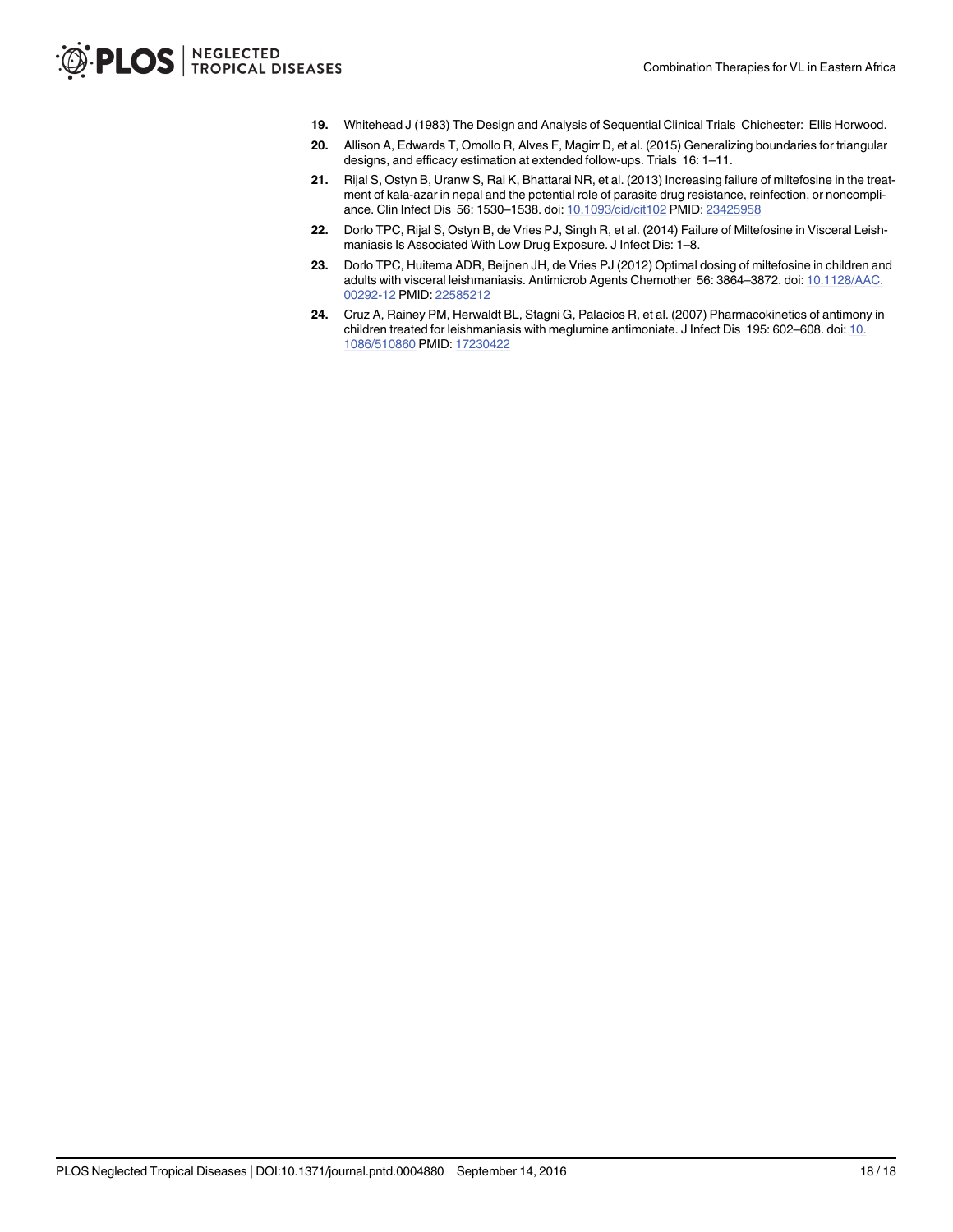19. Whitehead J (1983) The Design and Analysis of Sequential Clinical Trials Chichester: Ellis Horwood.

20. Allison A, Edwards T, Omollo R, Alves F, Magirr D, et al. (2015) Generalizing boundaries for triangular designs, and efficacy estimation at extended follow-ups. Trials 16: 1–11.

21. Rijal S, Ostyn B, Uranw S, Rai K, Bhattarai NR, et al. (2013) Increasing failure of miltefosine in the treatment of kala-azar in nepal and the potential role of parasite drug resistance, reinfection, or noncompliance. Clin Infect Dis 56: 1530–1538. doi: 10.1093/cid/cit102 PMID: 23425958

22. Dorlo TPC, Rijal S, Ostyn B, de Vries PJ, Singh R, et al. (2014) Failure of Miltefosine in Visceral Leishmaniasis Is Associated With Low Drug Exposure. J Infect Dis: 1–8.

23. Dorlo TPC, Huitema ADR, Beijnen JH, de Vries PJ (2012) Optimal dosing of miltefosine in children and adults with visceral leishmaniasis. Antimicrob Agents Chemother 56: 3864–3872. doi: 10.1128/AAC.00292-12 PMID: 22585212

24. Cruz A, Rainey PM, Herwaldt BL, Stagni G, Palacios R, et al. (2007) Pharmacokinetics of antimony in children treated for leishmaniasis with meglumine antimoniate. J Infect Dis 195: 602–608. doi: 10.1086/510860 PMID: 17230422